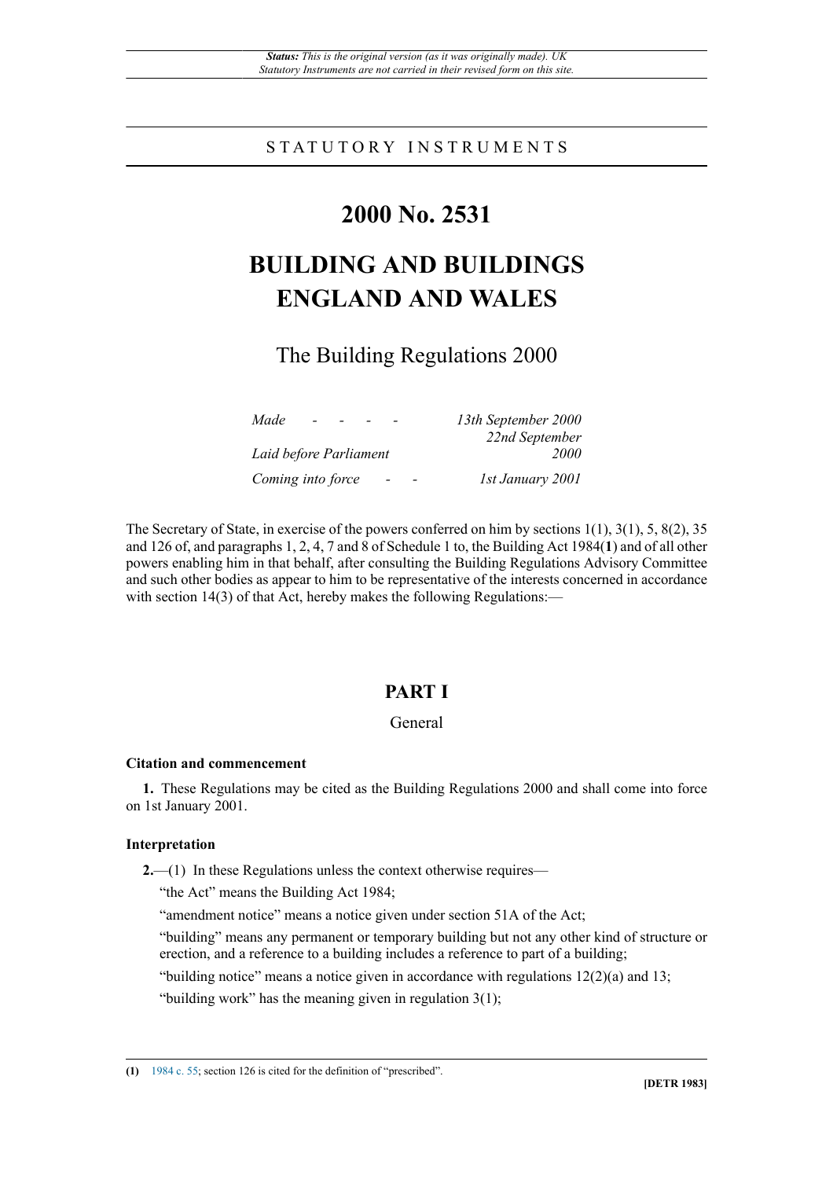*Status: This is the original version (as it was originally made). UK Statutory Instruments are not carried in their revised form on this site.*

STATUTORY INSTRUMENTS

# 2000 No. 2531

# BUILDING AND BUILDINGS ENGLAND AND WALES

## The Building Regulations 2000

| | |
|---|---|
| *Made - - - -* | *13th September 2000* |
| *Laid before Parliament* | *22nd September 2000* |
| *Coming into force - -* | *1st January 2001* |

The Secretary of State, in exercise of the powers conferred on him by sections 1(1), 3(1), 5, 8(2), 35 and 126 of, and paragraphs 1, 2, 4, 7 and 8 of Schedule 1 to, the Building Act 1984(**1**) and of all other powers enabling him in that behalf, after consulting the Building Regulations Advisory Committee and such other bodies as appear to him to be representative of the interests concerned in accordance with section 14(3) of that Act, hereby makes the following Regulations:—

## PART I

### General

#### Citation and commencement

**1.** These Regulations may be cited as the Building Regulations 2000 and shall come into force on 1st January 2001.

#### Interpretation

**2.**—(1) In these Regulations unless the context otherwise requires—

"the Act" means the Building Act 1984;

"amendment notice" means a notice given under section 51A of the Act;

"building" means any permanent or temporary building but not any other kind of structure or erection, and a reference to a building includes a reference to part of a building;

"building notice" means a notice given in accordance with regulations 12(2)(a) and 13;

"building work" has the meaning given in regulation 3(1);

**(1)** 1984 c. 55; section 126 is cited for the definition of "prescribed".

**[DETR 1983]**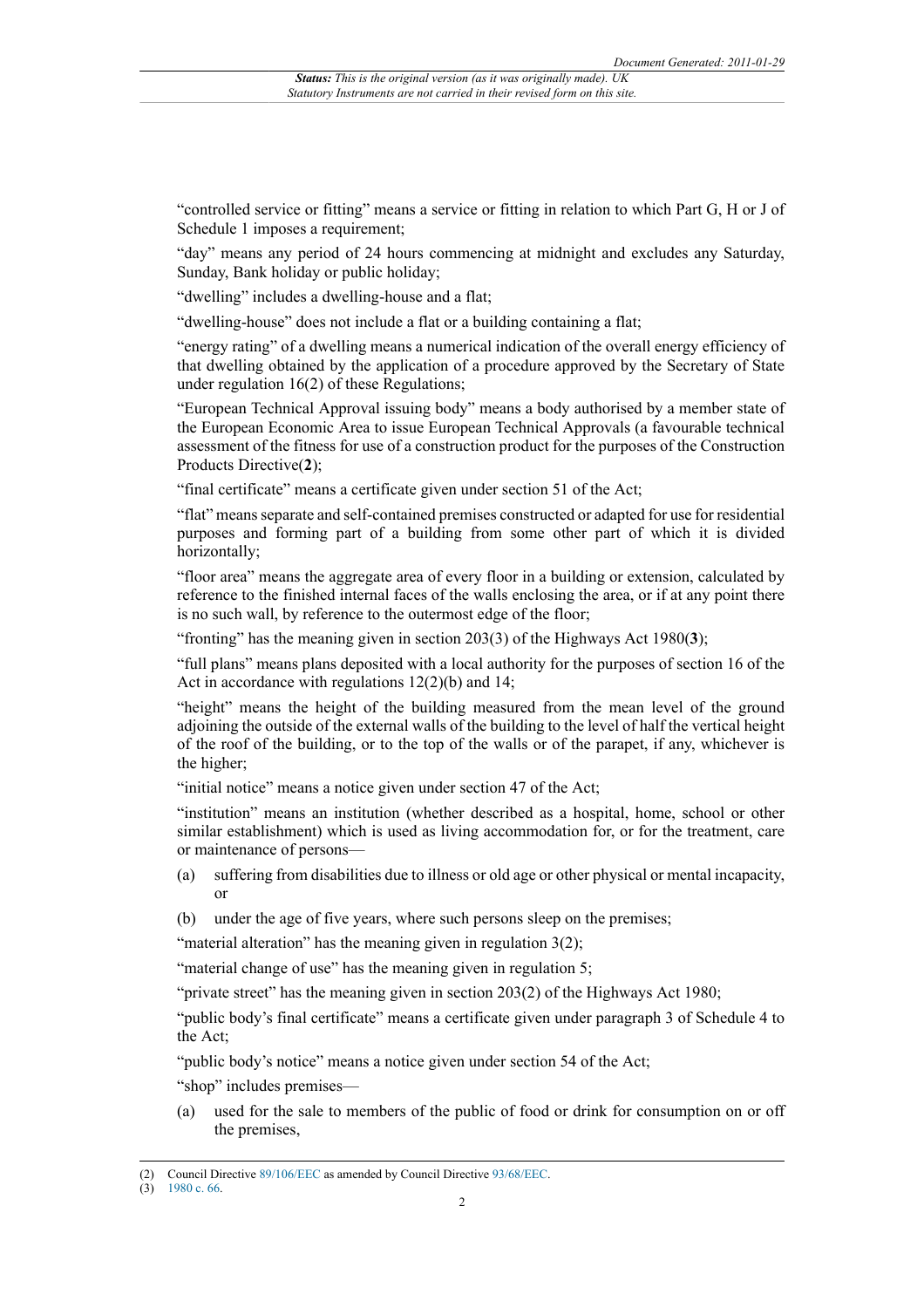"controlled service or fitting" means a service or fitting in relation to which Part G, H or J of Schedule 1 imposes a requirement;

"day" means any period of 24 hours commencing at midnight and excludes any Saturday, Sunday, Bank holiday or public holiday;

"dwelling" includes a dwelling-house and a flat;

"dwelling-house" does not include a flat or a building containing a flat;

"energy rating" of a dwelling means a numerical indication of the overall energy efficiency of that dwelling obtained by the application of a procedure approved by the Secretary of State under regulation 16(2) of these Regulations;

"European Technical Approval issuing body" means a body authorised by a member state of the European Economic Area to issue European Technical Approvals (a favourable technical assessment of the fitness for use of a construction product for the purposes of the Construction Products Directive(**2**);

"final certificate" means a certificate given under section 51 of the Act;

"flat" means separate and self-contained premises constructed or adapted for use for residential purposes and forming part of a building from some other part of which it is divided horizontally;

"floor area" means the aggregate area of every floor in a building or extension, calculated by reference to the finished internal faces of the walls enclosing the area, or if at any point there is no such wall, by reference to the outermost edge of the floor;

"fronting" has the meaning given in section 203(3) of the Highways Act 1980(**3**);

"full plans" means plans deposited with a local authority for the purposes of section 16 of the Act in accordance with regulations 12(2)(b) and 14;

"height" means the height of the building measured from the mean level of the ground adjoining the outside of the external walls of the building to the level of half the vertical height of the roof of the building, or to the top of the walls or of the parapet, if any, whichever is the higher;

"initial notice" means a notice given under section 47 of the Act;

"institution" means an institution (whether described as a hospital, home, school or other similar establishment) which is used as living accommodation for, or for the treatment, care or maintenance of persons—

(a) suffering from disabilities due to illness or old age or other physical or mental incapacity, or

(b) under the age of five years, where such persons sleep on the premises;

"material alteration" has the meaning given in regulation 3(2);

"material change of use" has the meaning given in regulation 5;

"private street" has the meaning given in section 203(2) of the Highways Act 1980;

"public body's final certificate" means a certificate given under paragraph 3 of Schedule 4 to the Act;

"public body's notice" means a notice given under section 54 of the Act;

"shop" includes premises—

(a) used for the sale to members of the public of food or drink for consumption on or off the premises,

---

(2) Council Directive 89/106/EEC as amended by Council Directive 93/68/EEC.

(3) 1980 c. 66.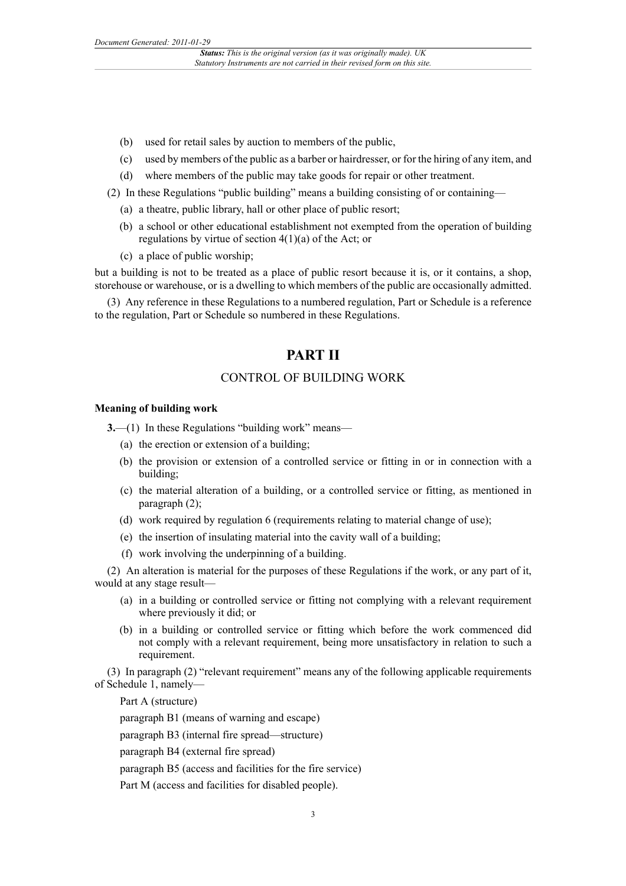(b) used for retail sales by auction to members of the public,

(c) used by members of the public as a barber or hairdresser, or for the hiring of any item, and

(d) where members of the public may take goods for repair or other treatment.

(2) In these Regulations "public building" means a building consisting of or containing—

(a) a theatre, public library, hall or other place of public resort;

(b) a school or other educational establishment not exempted from the operation of building regulations by virtue of section 4(1)(a) of the Act; or

(c) a place of public worship;

but a building is not to be treated as a place of public resort because it is, or it contains, a shop, storehouse or warehouse, or is a dwelling to which members of the public are occasionally admitted.

(3) Any reference in these Regulations to a numbered regulation, Part or Schedule is a reference to the regulation, Part or Schedule so numbered in these Regulations.

# PART II

## CONTROL OF BUILDING WORK

### Meaning of building work

**3.**—(1) In these Regulations "building work" means—

(a) the erection or extension of a building;

(b) the provision or extension of a controlled service or fitting in or in connection with a building;

(c) the material alteration of a building, or a controlled service or fitting, as mentioned in paragraph (2);

(d) work required by regulation 6 (requirements relating to material change of use);

(e) the insertion of insulating material into the cavity wall of a building;

(f) work involving the underpinning of a building.

(2) An alteration is material for the purposes of these Regulations if the work, or any part of it, would at any stage result—

(a) in a building or controlled service or fitting not complying with a relevant requirement where previously it did; or

(b) in a building or controlled service or fitting which before the work commenced did not comply with a relevant requirement, being more unsatisfactory in relation to such a requirement.

(3) In paragraph (2) "relevant requirement" means any of the following applicable requirements of Schedule 1, namely—

Part A (structure)

paragraph B1 (means of warning and escape)

paragraph B3 (internal fire spread—structure)

paragraph B4 (external fire spread)

paragraph B5 (access and facilities for the fire service)

Part M (access and facilities for disabled people).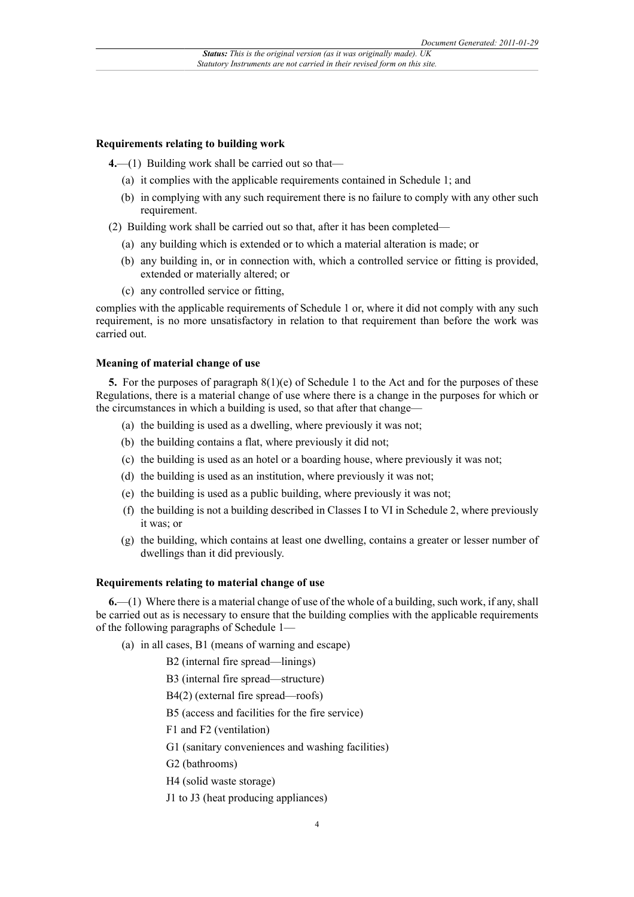### Requirements relating to building work

**4.**—(1) Building work shall be carried out so that—

(a) it complies with the applicable requirements contained in Schedule 1; and

(b) in complying with any such requirement there is no failure to comply with any other such requirement.

(2) Building work shall be carried out so that, after it has been completed—

(a) any building which is extended or to which a material alteration is made; or

(b) any building in, or in connection with, which a controlled service or fitting is provided, extended or materially altered; or

(c) any controlled service or fitting,

complies with the applicable requirements of Schedule 1 or, where it did not comply with any such requirement, is no more unsatisfactory in relation to that requirement than before the work was carried out.

### Meaning of material change of use

**5.** For the purposes of paragraph 8(1)(e) of Schedule 1 to the Act and for the purposes of these Regulations, there is a material change of use where there is a change in the purposes for which or the circumstances in which a building is used, so that after that change—

(a) the building is used as a dwelling, where previously it was not;

(b) the building contains a flat, where previously it did not;

(c) the building is used as an hotel or a boarding house, where previously it was not;

(d) the building is used as an institution, where previously it was not;

(e) the building is used as a public building, where previously it was not;

(f) the building is not a building described in Classes I to VI in Schedule 2, where previously it was; or

(g) the building, which contains at least one dwelling, contains a greater or lesser number of dwellings than it did previously.

### Requirements relating to material change of use

**6.**—(1) Where there is a material change of use of the whole of a building, such work, if any, shall be carried out as is necessary to ensure that the building complies with the applicable requirements of the following paragraphs of Schedule 1—

(a) in all cases, B1 (means of warning and escape)

B2 (internal fire spread—linings)

B3 (internal fire spread—structure)

B4(2) (external fire spread—roofs)

B5 (access and facilities for the fire service)

F1 and F2 (ventilation)

G1 (sanitary conveniences and washing facilities)

G2 (bathrooms)

H4 (solid waste storage)

J1 to J3 (heat producing appliances)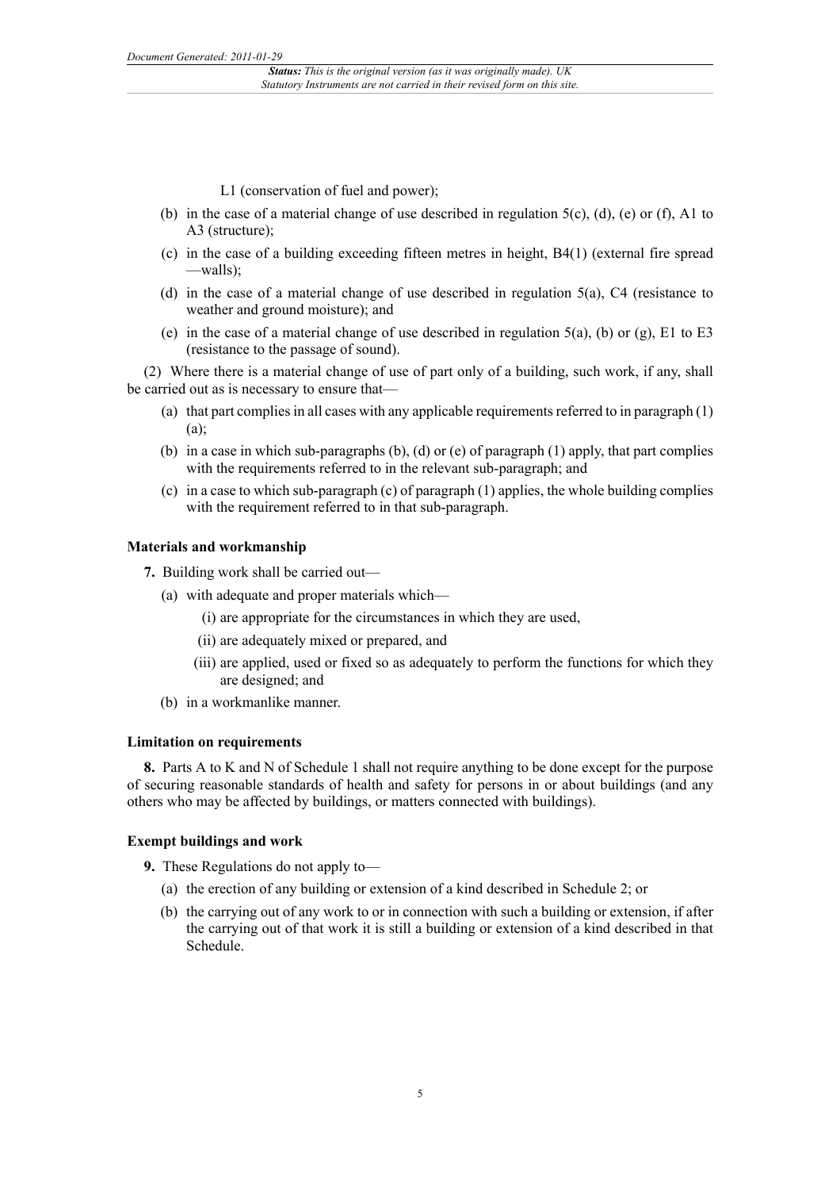L1 (conservation of fuel and power);

(b) in the case of a material change of use described in regulation 5(c), (d), (e) or (f), A1 to A3 (structure);

(c) in the case of a building exceeding fifteen metres in height, B4(1) (external fire spread —walls);

(d) in the case of a material change of use described in regulation 5(a), C4 (resistance to weather and ground moisture); and

(e) in the case of a material change of use described in regulation 5(a), (b) or (g), E1 to E3 (resistance to the passage of sound).

(2) Where there is a material change of use of part only of a building, such work, if any, shall be carried out as is necessary to ensure that—

(a) that part complies in all cases with any applicable requirements referred to in paragraph (1)(a);

(b) in a case in which sub-paragraphs (b), (d) or (e) of paragraph (1) apply, that part complies with the requirements referred to in the relevant sub-paragraph; and

(c) in a case to which sub-paragraph (c) of paragraph (1) applies, the whole building complies with the requirement referred to in that sub-paragraph.

**Materials and workmanship**

**7.** Building work shall be carried out—

(a) with adequate and proper materials which—

(i) are appropriate for the circumstances in which they are used,

(ii) are adequately mixed or prepared, and

(iii) are applied, used or fixed so as adequately to perform the functions for which they are designed; and

(b) in a workmanlike manner.

**Limitation on requirements**

**8.** Parts A to K and N of Schedule 1 shall not require anything to be done except for the purpose of securing reasonable standards of health and safety for persons in or about buildings (and any others who may be affected by buildings, or matters connected with buildings).

**Exempt buildings and work**

**9.** These Regulations do not apply to—

(a) the erection of any building or extension of a kind described in Schedule 2; or

(b) the carrying out of any work to or in connection with such a building or extension, if after the carrying out of that work it is still a building or extension of a kind described in that Schedule.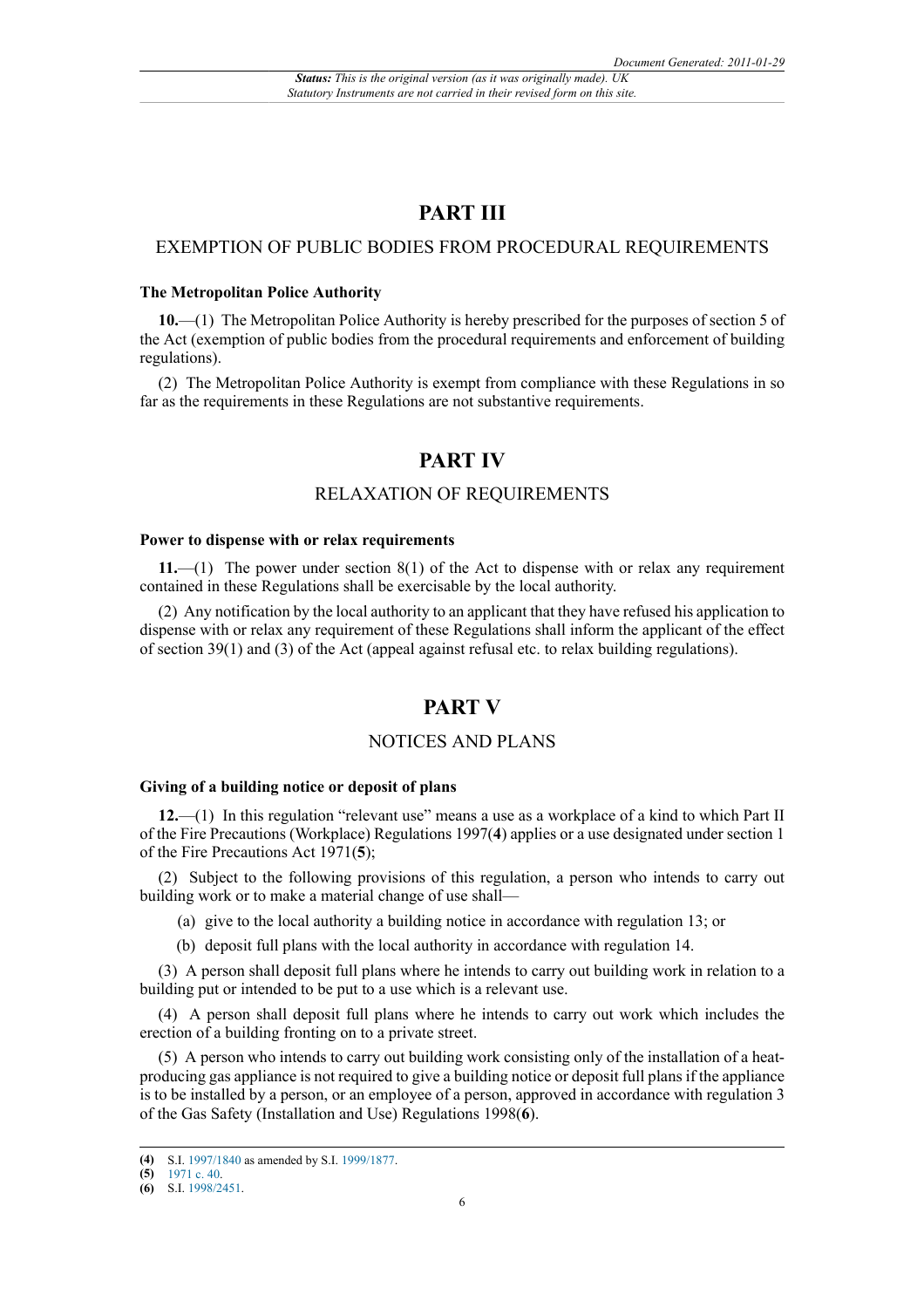## PART III

### EXEMPTION OF PUBLIC BODIES FROM PROCEDURAL REQUIREMENTS

**The Metropolitan Police Authority**

**10.**—(1) The Metropolitan Police Authority is hereby prescribed for the purposes of section 5 of the Act (exemption of public bodies from the procedural requirements and enforcement of building regulations).

(2) The Metropolitan Police Authority is exempt from compliance with these Regulations in so far as the requirements in these Regulations are not substantive requirements.

## PART IV

### RELAXATION OF REQUIREMENTS

**Power to dispense with or relax requirements**

**11.**—(1) The power under section 8(1) of the Act to dispense with or relax any requirement contained in these Regulations shall be exercisable by the local authority.

(2) Any notification by the local authority to an applicant that they have refused his application to dispense with or relax any requirement of these Regulations shall inform the applicant of the effect of section 39(1) and (3) of the Act (appeal against refusal etc. to relax building regulations).

## PART V

### NOTICES AND PLANS

**Giving of a building notice or deposit of plans**

**12.**—(1) In this regulation "relevant use" means a use as a workplace of a kind to which Part II of the Fire Precautions (Workplace) Regulations 1997(**4**) applies or a use designated under section 1 of the Fire Precautions Act 1971(**5**);

(2) Subject to the following provisions of this regulation, a person who intends to carry out building work or to make a material change of use shall—

(a) give to the local authority a building notice in accordance with regulation 13; or

(b) deposit full plans with the local authority in accordance with regulation 14.

(3) A person shall deposit full plans where he intends to carry out building work in relation to a building put or intended to be put to a use which is a relevant use.

(4) A person shall deposit full plans where he intends to carry out work which includes the erection of a building fronting on to a private street.

(5) A person who intends to carry out building work consisting only of the installation of a heat-producing gas appliance is not required to give a building notice or deposit full plans if the appliance is to be installed by a person, or an employee of a person, approved in accordance with regulation 3 of the Gas Safety (Installation and Use) Regulations 1998(**6**).

---

**(4)** S.I. 1997/1840 as amended by S.I. 1999/1877.

**(5)** 1971 c. 40.

**(6)** S.I. 1998/2451.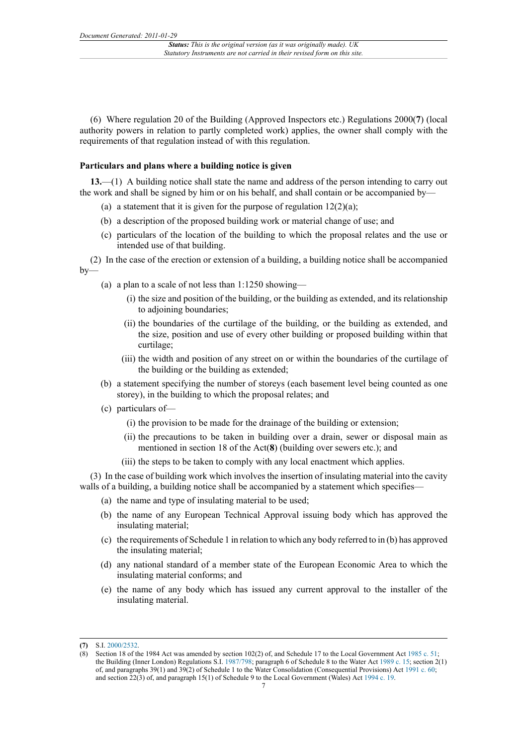(6) Where regulation 20 of the Building (Approved Inspectors etc.) Regulations 2000([7]) (local authority powers in relation to partly completed work) applies, the owner shall comply with the requirements of that regulation instead of with this regulation.

### Particulars and plans where a building notice is given

**13.**—(1) A building notice shall state the name and address of the person intending to carry out the work and shall be signed by him or on his behalf, and shall contain or be accompanied by—

- (a) a statement that it is given for the purpose of regulation 12(2)(a);
- (b) a description of the proposed building work or material change of use; and
- (c) particulars of the location of the building to which the proposal relates and the use or intended use of that building.

(2) In the case of the erection or extension of a building, a building notice shall be accompanied by—

- (a) a plan to a scale of not less than 1:1250 showing—
  - (i) the size and position of the building, or the building as extended, and its relationship to adjoining boundaries;
  - (ii) the boundaries of the curtilage of the building, or the building as extended, and the size, position and use of every other building or proposed building within that curtilage;
  - (iii) the width and position of any street on or within the boundaries of the curtilage of the building or the building as extended;
- (b) a statement specifying the number of storeys (each basement level being counted as one storey), in the building to which the proposal relates; and
- (c) particulars of—
  - (i) the provision to be made for the drainage of the building or extension;
  - (ii) the precautions to be taken in building over a drain, sewer or disposal main as mentioned in section 18 of the Act([8]) (building over sewers etc.); and
  - (iii) the steps to be taken to comply with any local enactment which applies.

(3) In the case of building work which involves the insertion of insulating material into the cavity walls of a building, a building notice shall be accompanied by a statement which specifies—

- (a) the name and type of insulating material to be used;
- (b) the name of any European Technical Approval issuing body which has approved the insulating material;
- (c) the requirements of Schedule 1 in relation to which any body referred to in (b) has approved the insulating material;
- (d) any national standard of a member state of the European Economic Area to which the insulating material conforms; and
- (e) the name of any body which has issued any current approval to the installer of the insulating material.

---

(7) S.I. 2000/2532.

(8) Section 18 of the 1984 Act was amended by section 102(2) of, and Schedule 17 to the Local Government Act 1985 c. 51; the Building (Inner London) Regulations S.I. 1987/798; paragraph 6 of Schedule 8 to the Water Act 1989 c. 15; section 2(1) of, and paragraphs 39(1) and 39(2) of Schedule 1 to the Water Consolidation (Consequential Provisions) Act 1991 c. 60; and section 22(3) of, and paragraph 15(1) of Schedule 9 to the Local Government (Wales) Act 1994 c. 19.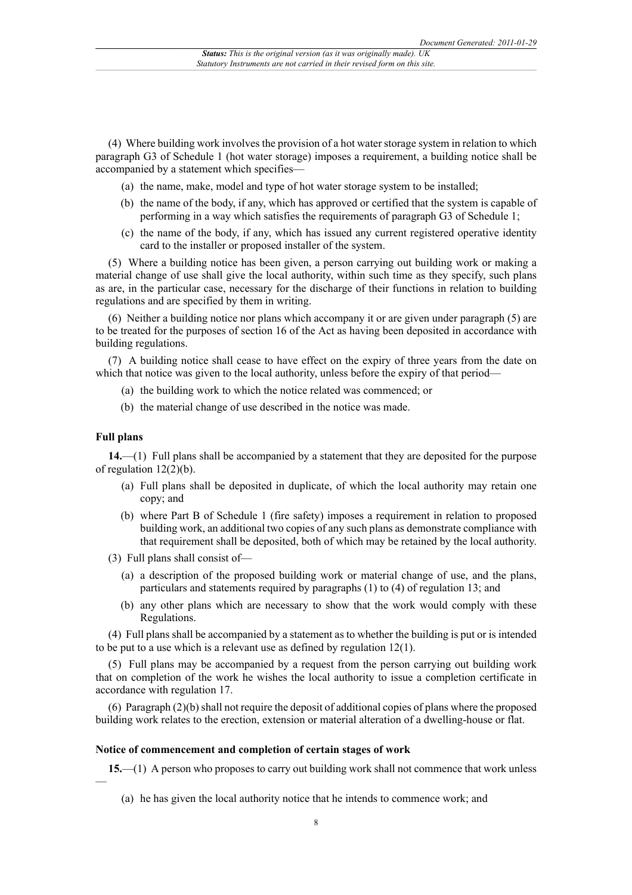(4) Where building work involves the provision of a hot water storage system in relation to which paragraph G3 of Schedule 1 (hot water storage) imposes a requirement, a building notice shall be accompanied by a statement which specifies—

(a) the name, make, model and type of hot water storage system to be installed;

(b) the name of the body, if any, which has approved or certified that the system is capable of performing in a way which satisfies the requirements of paragraph G3 of Schedule 1;

(c) the name of the body, if any, which has issued any current registered operative identity card to the installer or proposed installer of the system.

(5) Where a building notice has been given, a person carrying out building work or making a material change of use shall give the local authority, within such time as they specify, such plans as are, in the particular case, necessary for the discharge of their functions in relation to building regulations and are specified by them in writing.

(6) Neither a building notice nor plans which accompany it or are given under paragraph (5) are to be treated for the purposes of section 16 of the Act as having been deposited in accordance with building regulations.

(7) A building notice shall cease to have effect on the expiry of three years from the date on which that notice was given to the local authority, unless before the expiry of that period—

(a) the building work to which the notice related was commenced; or

(b) the material change of use described in the notice was made.

**Full plans**

**14.**—(1) Full plans shall be accompanied by a statement that they are deposited for the purpose of regulation 12(2)(b).

(a) Full plans shall be deposited in duplicate, of which the local authority may retain one copy; and

(b) where Part B of Schedule 1 (fire safety) imposes a requirement in relation to proposed building work, an additional two copies of any such plans as demonstrate compliance with that requirement shall be deposited, both of which may be retained by the local authority.

(3) Full plans shall consist of—

(a) a description of the proposed building work or material change of use, and the plans, particulars and statements required by paragraphs (1) to (4) of regulation 13; and

(b) any other plans which are necessary to show that the work would comply with these Regulations.

(4) Full plans shall be accompanied by a statement as to whether the building is put or is intended to be put to a use which is a relevant use as defined by regulation 12(1).

(5) Full plans may be accompanied by a request from the person carrying out building work that on completion of the work he wishes the local authority to issue a completion certificate in accordance with regulation 17.

(6) Paragraph (2)(b) shall not require the deposit of additional copies of plans where the proposed building work relates to the erection, extension or material alteration of a dwelling-house or flat.

**Notice of commencement and completion of certain stages of work**

**15.**—(1) A person who proposes to carry out building work shall not commence that work unless —

(a) he has given the local authority notice that he intends to commence work; and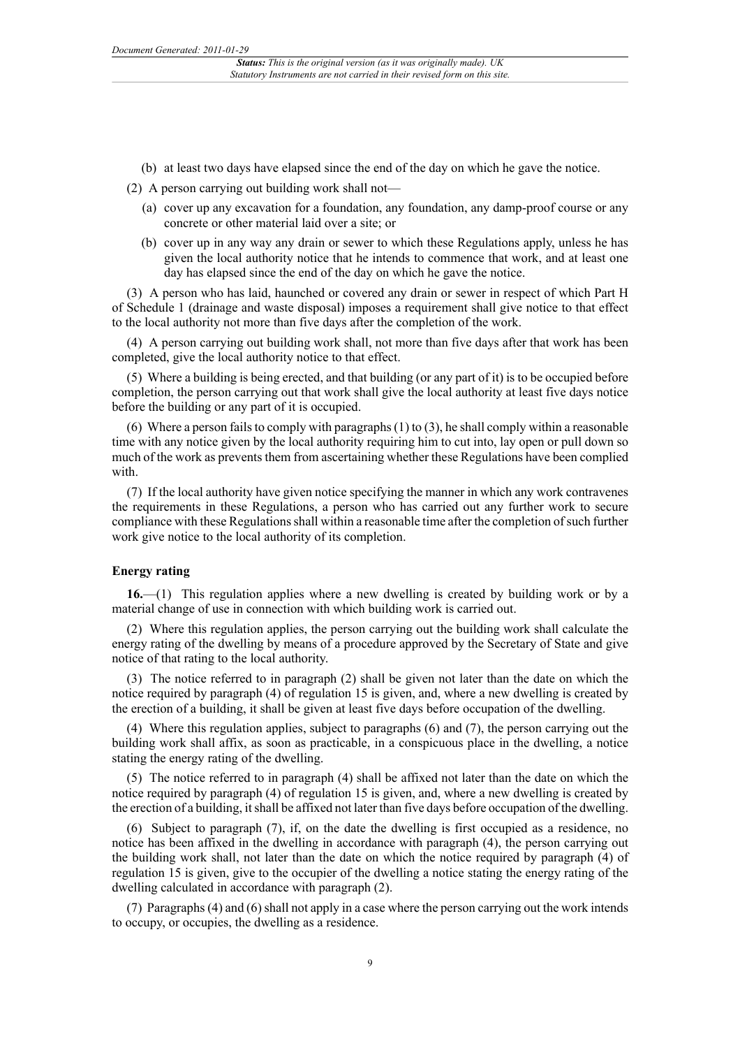(b) at least two days have elapsed since the end of the day on which he gave the notice.

(2) A person carrying out building work shall not—

(a) cover up any excavation for a foundation, any foundation, any damp-proof course or any concrete or other material laid over a site; or

(b) cover up in any way any drain or sewer to which these Regulations apply, unless he has given the local authority notice that he intends to commence that work, and at least one day has elapsed since the end of the day on which he gave the notice.

(3) A person who has laid, haunched or covered any drain or sewer in respect of which Part H of Schedule 1 (drainage and waste disposal) imposes a requirement shall give notice to that effect to the local authority not more than five days after the completion of the work.

(4) A person carrying out building work shall, not more than five days after that work has been completed, give the local authority notice to that effect.

(5) Where a building is being erected, and that building (or any part of it) is to be occupied before completion, the person carrying out that work shall give the local authority at least five days notice before the building or any part of it is occupied.

(6) Where a person fails to comply with paragraphs (1) to (3), he shall comply within a reasonable time with any notice given by the local authority requiring him to cut into, lay open or pull down so much of the work as prevents them from ascertaining whether these Regulations have been complied with.

(7) If the local authority have given notice specifying the manner in which any work contravenes the requirements in these Regulations, a person who has carried out any further work to secure compliance with these Regulations shall within a reasonable time after the completion of such further work give notice to the local authority of its completion.

**Energy rating**

**16.**—(1) This regulation applies where a new dwelling is created by building work or by a material change of use in connection with which building work is carried out.

(2) Where this regulation applies, the person carrying out the building work shall calculate the energy rating of the dwelling by means of a procedure approved by the Secretary of State and give notice of that rating to the local authority.

(3) The notice referred to in paragraph (2) shall be given not later than the date on which the notice required by paragraph (4) of regulation 15 is given, and, where a new dwelling is created by the erection of a building, it shall be given at least five days before occupation of the dwelling.

(4) Where this regulation applies, subject to paragraphs (6) and (7), the person carrying out the building work shall affix, as soon as practicable, in a conspicuous place in the dwelling, a notice stating the energy rating of the dwelling.

(5) The notice referred to in paragraph (4) shall be affixed not later than the date on which the notice required by paragraph (4) of regulation 15 is given, and, where a new dwelling is created by the erection of a building, it shall be affixed not later than five days before occupation of the dwelling.

(6) Subject to paragraph (7), if, on the date the dwelling is first occupied as a residence, no notice has been affixed in the dwelling in accordance with paragraph (4), the person carrying out the building work shall, not later than the date on which the notice required by paragraph (4) of regulation 15 is given, give to the occupier of the dwelling a notice stating the energy rating of the dwelling calculated in accordance with paragraph (2).

(7) Paragraphs (4) and (6) shall not apply in a case where the person carrying out the work intends to occupy, or occupies, the dwelling as a residence.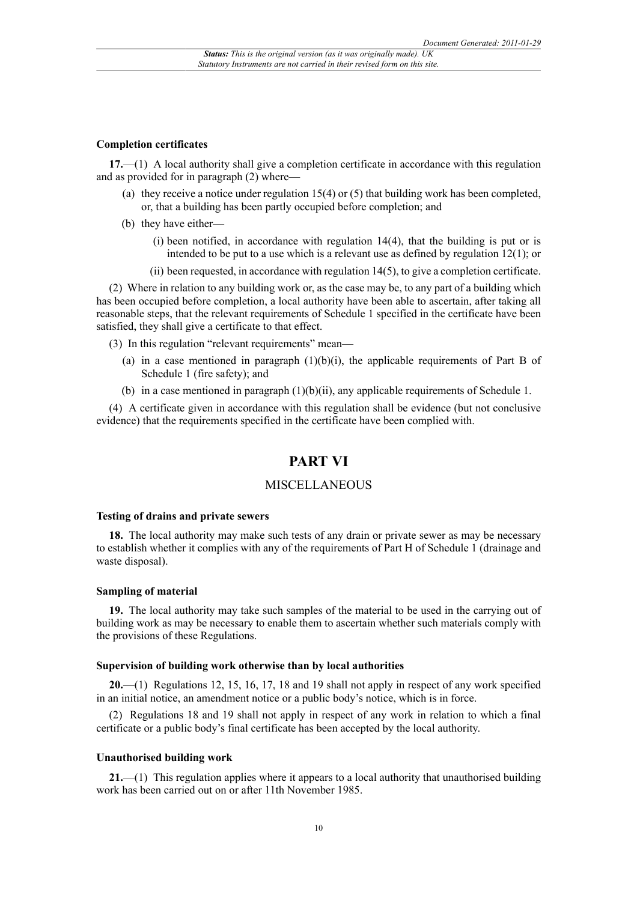### Completion certificates

**17.**—(1) A local authority shall give a completion certificate in accordance with this regulation and as provided for in paragraph (2) where—

(a) they receive a notice under regulation 15(4) or (5) that building work has been completed, or, that a building has been partly occupied before completion; and

(b) they have either—

(i) been notified, in accordance with regulation 14(4), that the building is put or is intended to be put to a use which is a relevant use as defined by regulation 12(1); or

(ii) been requested, in accordance with regulation 14(5), to give a completion certificate.

(2) Where in relation to any building work or, as the case may be, to any part of a building which has been occupied before completion, a local authority have been able to ascertain, after taking all reasonable steps, that the relevant requirements of Schedule 1 specified in the certificate have been satisfied, they shall give a certificate to that effect.

(3) In this regulation "relevant requirements" mean—

(a) in a case mentioned in paragraph (1)(b)(i), the applicable requirements of Part B of Schedule 1 (fire safety); and

(b) in a case mentioned in paragraph (1)(b)(ii), any applicable requirements of Schedule 1.

(4) A certificate given in accordance with this regulation shall be evidence (but not conclusive evidence) that the requirements specified in the certificate have been complied with.

## PART VI

## MISCELLANEOUS

### Testing of drains and private sewers

**18.** The local authority may make such tests of any drain or private sewer as may be necessary to establish whether it complies with any of the requirements of Part H of Schedule 1 (drainage and waste disposal).

### Sampling of material

**19.** The local authority may take such samples of the material to be used in the carrying out of building work as may be necessary to enable them to ascertain whether such materials comply with the provisions of these Regulations.

### Supervision of building work otherwise than by local authorities

**20.**—(1) Regulations 12, 15, 16, 17, 18 and 19 shall not apply in respect of any work specified in an initial notice, an amendment notice or a public body's notice, which is in force.

(2) Regulations 18 and 19 shall not apply in respect of any work in relation to which a final certificate or a public body's final certificate has been accepted by the local authority.

### Unauthorised building work

**21.**—(1) This regulation applies where it appears to a local authority that unauthorised building work has been carried out on or after 11th November 1985.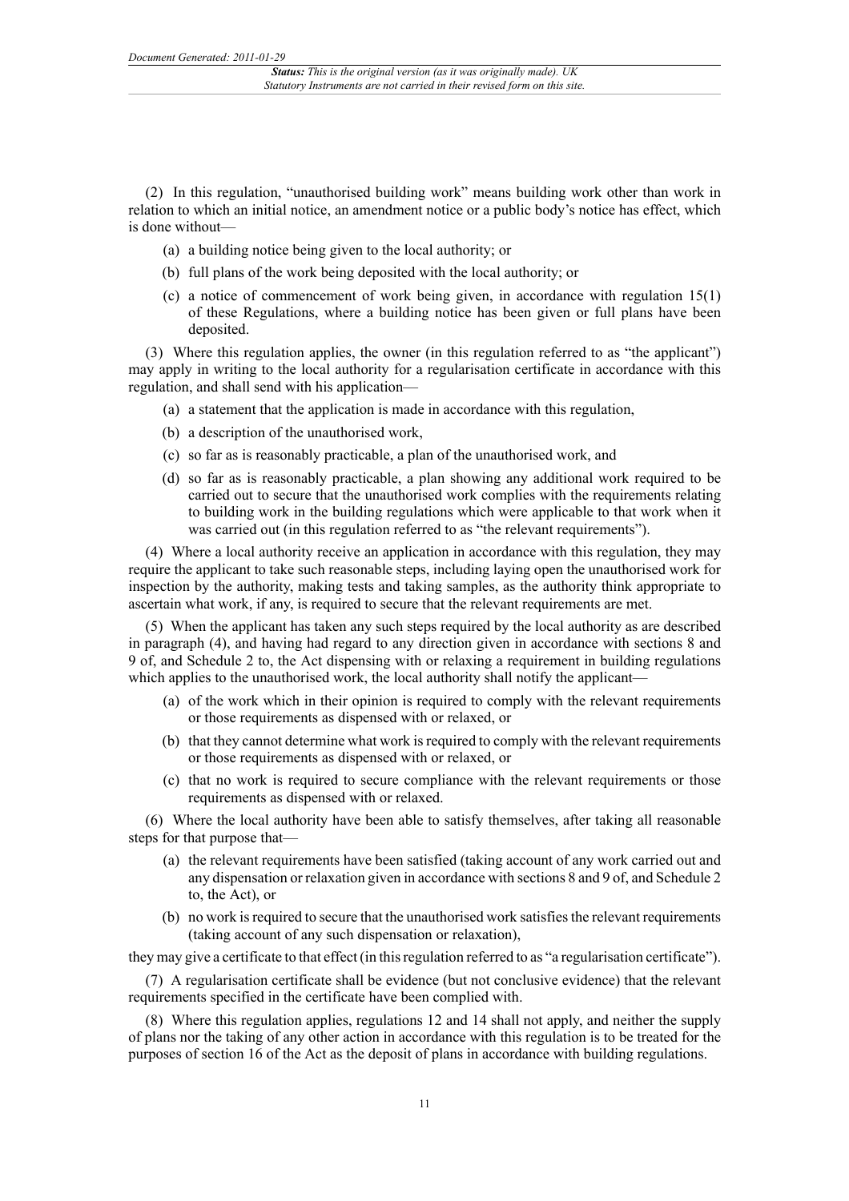(2) In this regulation, "unauthorised building work" means building work other than work in relation to which an initial notice, an amendment notice or a public body's notice has effect, which is done without—

- (a) a building notice being given to the local authority; or
- (b) full plans of the work being deposited with the local authority; or
- (c) a notice of commencement of work being given, in accordance with regulation 15(1) of these Regulations, where a building notice has been given or full plans have been deposited.

(3) Where this regulation applies, the owner (in this regulation referred to as "the applicant") may apply in writing to the local authority for a regularisation certificate in accordance with this regulation, and shall send with his application—

- (a) a statement that the application is made in accordance with this regulation,
- (b) a description of the unauthorised work,
- (c) so far as is reasonably practicable, a plan of the unauthorised work, and
- (d) so far as is reasonably practicable, a plan showing any additional work required to be carried out to secure that the unauthorised work complies with the requirements relating to building work in the building regulations which were applicable to that work when it was carried out (in this regulation referred to as "the relevant requirements").

(4) Where a local authority receive an application in accordance with this regulation, they may require the applicant to take such reasonable steps, including laying open the unauthorised work for inspection by the authority, making tests and taking samples, as the authority think appropriate to ascertain what work, if any, is required to secure that the relevant requirements are met.

(5) When the applicant has taken any such steps required by the local authority as are described in paragraph (4), and having had regard to any direction given in accordance with sections 8 and 9 of, and Schedule 2 to, the Act dispensing with or relaxing a requirement in building regulations which applies to the unauthorised work, the local authority shall notify the applicant—

- (a) of the work which in their opinion is required to comply with the relevant requirements or those requirements as dispensed with or relaxed, or
- (b) that they cannot determine what work is required to comply with the relevant requirements or those requirements as dispensed with or relaxed, or
- (c) that no work is required to secure compliance with the relevant requirements or those requirements as dispensed with or relaxed.

(6) Where the local authority have been able to satisfy themselves, after taking all reasonable steps for that purpose that—

- (a) the relevant requirements have been satisfied (taking account of any work carried out and any dispensation or relaxation given in accordance with sections 8 and 9 of, and Schedule 2 to, the Act), or
- (b) no work is required to secure that the unauthorised work satisfies the relevant requirements (taking account of any such dispensation or relaxation),

they may give a certificate to that effect (in this regulation referred to as "a regularisation certificate").

(7) A regularisation certificate shall be evidence (but not conclusive evidence) that the relevant requirements specified in the certificate have been complied with.

(8) Where this regulation applies, regulations 12 and 14 shall not apply, and neither the supply of plans nor the taking of any other action in accordance with this regulation is to be treated for the purposes of section 16 of the Act as the deposit of plans in accordance with building regulations.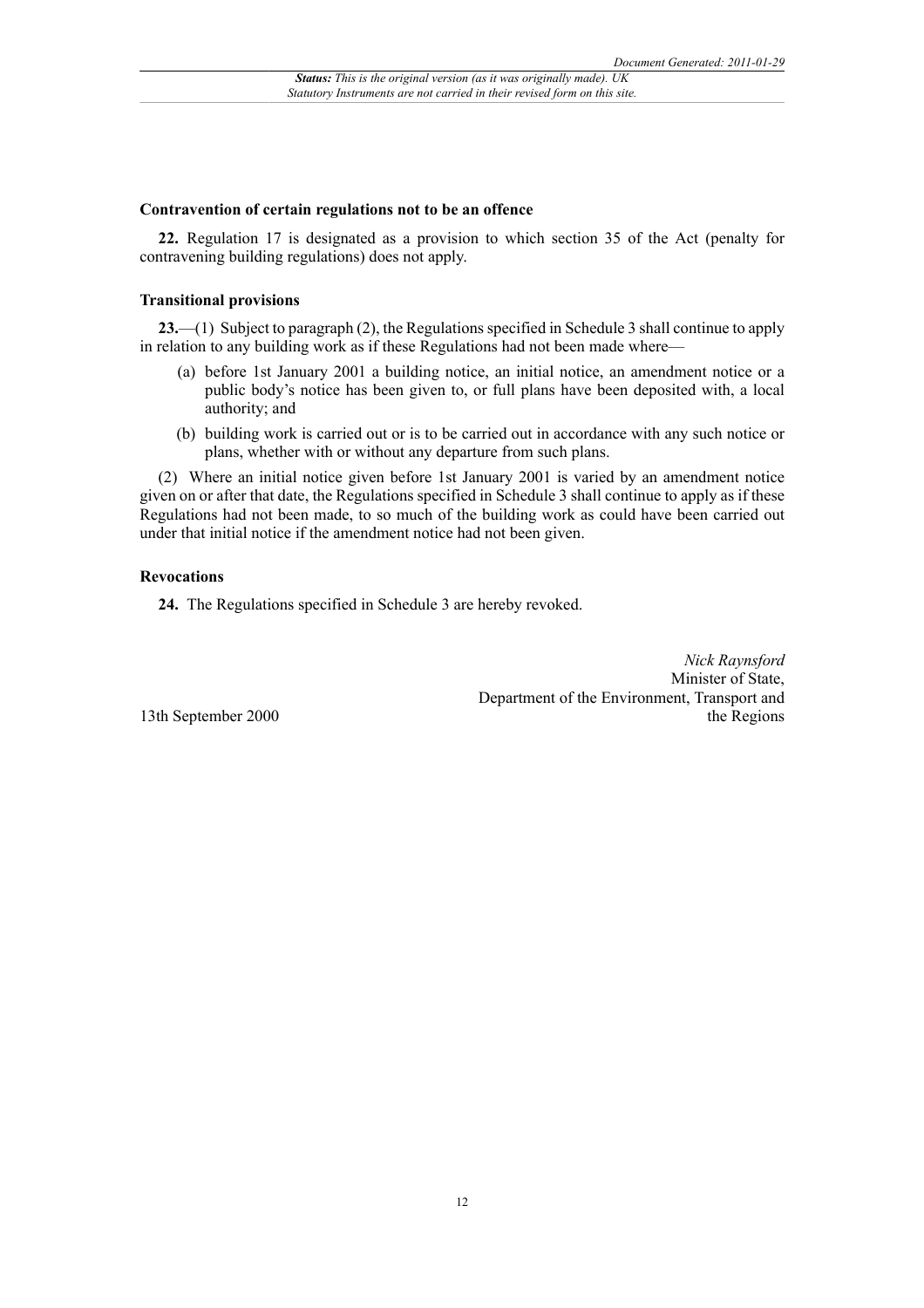### Contravention of certain regulations not to be an offence

**22.** Regulation 17 is designated as a provision to which section 35 of the Act (penalty for contravening building regulations) does not apply.

### Transitional provisions

**23.**—(1) Subject to paragraph (2), the Regulations specified in Schedule 3 shall continue to apply in relation to any building work as if these Regulations had not been made where—

(a) before 1st January 2001 a building notice, an initial notice, an amendment notice or a public body's notice has been given to, or full plans have been deposited with, a local authority; and

(b) building work is carried out or is to be carried out in accordance with any such notice or plans, whether with or without any departure from such plans.

(2) Where an initial notice given before 1st January 2001 is varied by an amendment notice given on or after that date, the Regulations specified in Schedule 3 shall continue to apply as if these Regulations had not been made, to so much of the building work as could have been carried out under that initial notice if the amendment notice had not been given.

### Revocations

**24.** The Regulations specified in Schedule 3 are hereby revoked.

*Nick Raynsford*
Minister of State,
Department of the Environment, Transport and the Regions

13th September 2000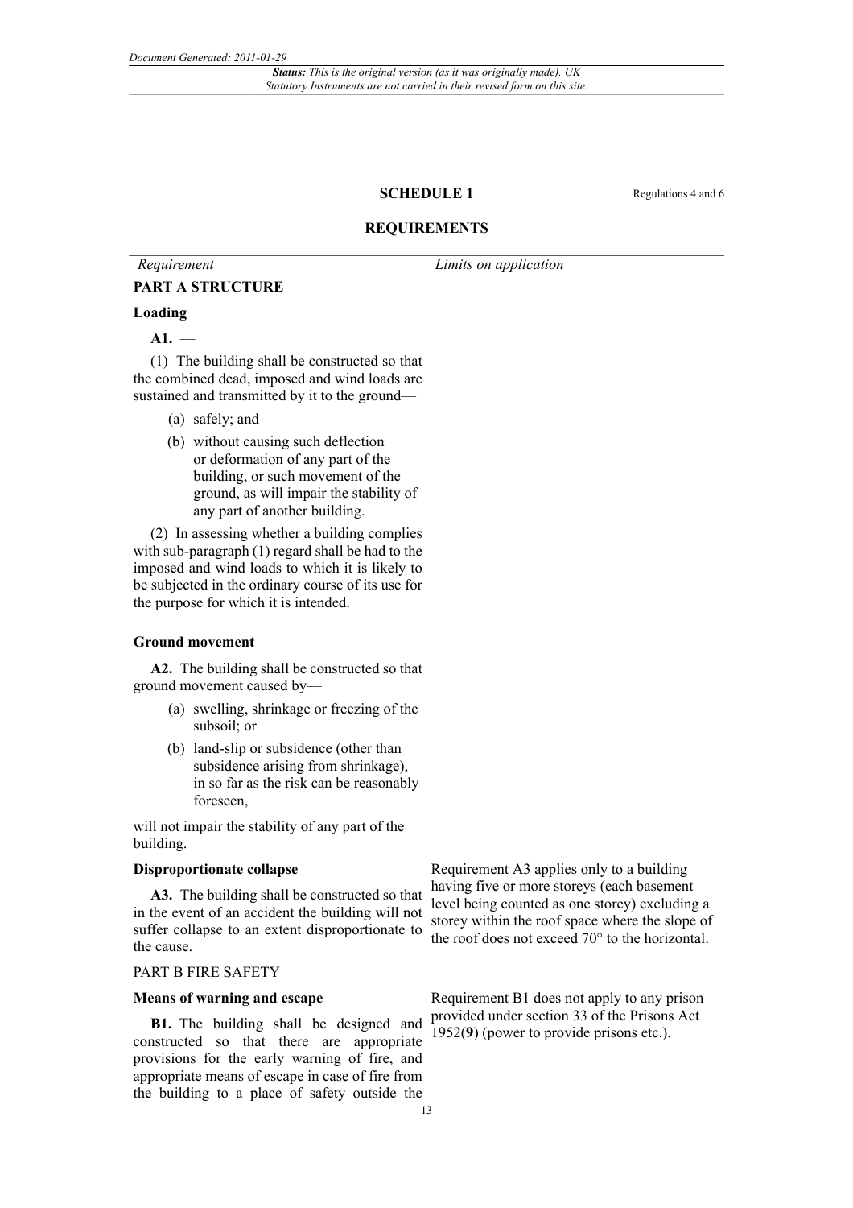## SCHEDULE 1

Regulations 4 and 6

### REQUIREMENTS

| *Requirement* | *Limits on application* |
|---|---|
| **PART A STRUCTURE** | |
| **Loading** | |
| **A1.** — (1) The building shall be constructed so that the combined dead, imposed and wind loads are sustained and transmitted by it to the ground— (a) safely; and (b) without causing such deflection or deformation of any part of the building, or such movement of the ground, as will impair the stability of any part of another building. (2) In assessing whether a building complies with sub-paragraph (1) regard shall be had to the imposed and wind loads to which it is likely to be subjected in the ordinary course of its use for the purpose for which it is intended. | |
| **Ground movement** | |
| **A2.** The building shall be constructed so that ground movement caused by— (a) swelling, shrinkage or freezing of the subsoil; or (b) land-slip or subsidence (other than subsidence arising from shrinkage), in so far as the risk can be reasonably foreseen, will not impair the stability of any part of the building. | |
| **Disproportionate collapse** **A3.** The building shall be constructed so that in the event of an accident the building will not suffer collapse to an extent disproportionate to the cause. | Requirement A3 applies only to a building having five or more storeys (each basement level being counted as one storey) excluding a storey within the roof space where the slope of the roof does not exceed 70° to the horizontal. |
| PART B FIRE SAFETY | |
| **Means of warning and escape** **B1.** The building shall be designed and constructed so that there are appropriate provisions for the early warning of fire, and appropriate means of escape in case of fire from the building to a place of safety outside the | Requirement B1 does not apply to any prison provided under section 33 of the Prisons Act 1952(**9**) (power to provide prisons etc.). |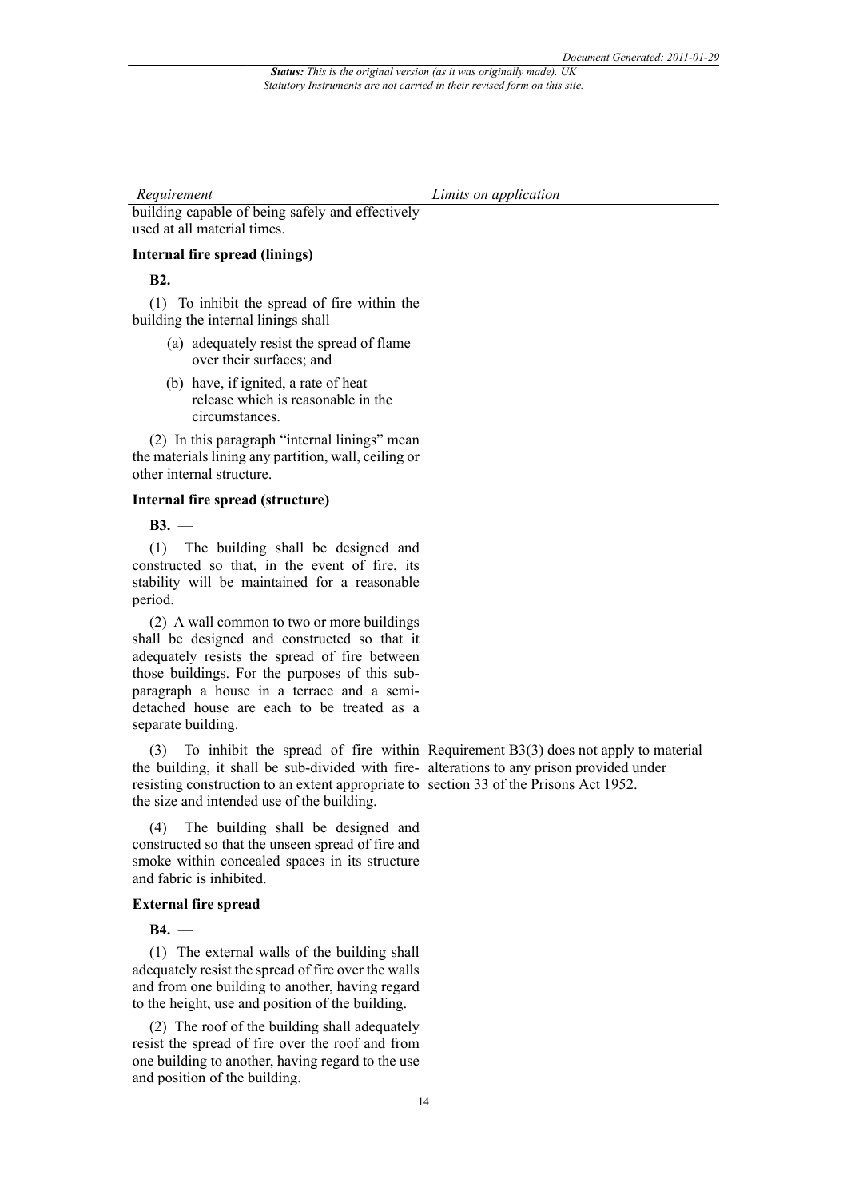| Requirement | Limits on application |
|---|---|
| building capable of being safely and effectively used at all material times. | |
| **Internal fire spread (linings)** | |
| **B2.** — | |
| (1) To inhibit the spread of fire within the building the internal linings shall— | |
| (a) adequately resist the spread of flame over their surfaces; and | |
| (b) have, if ignited, a rate of heat release which is reasonable in the circumstances. | |
| (2) In this paragraph "internal linings" mean the materials lining any partition, wall, ceiling or other internal structure. | |
| **Internal fire spread (structure)** | |
| **B3.** — | |
| (1) The building shall be designed and constructed so that, in the event of fire, its stability will be maintained for a reasonable period. | |
| (2) A wall common to two or more buildings shall be designed and constructed so that it adequately resists the spread of fire between those buildings. For the purposes of this sub-paragraph a house in a terrace and a semi-detached house are each to be treated as a separate building. | |
| (3) To inhibit the spread of fire within the building, it shall be sub-divided with fire-resisting construction to an extent appropriate to the size and intended use of the building. | Requirement B3(3) does not apply to material alterations to any prison provided under section 33 of the Prisons Act 1952. |
| (4) The building shall be designed and constructed so that the unseen spread of fire and smoke within concealed spaces in its structure and fabric is inhibited. | |
| **External fire spread** | |
| **B4.** — | |
| (1) The external walls of the building shall adequately resist the spread of fire over the walls and from one building to another, having regard to the height, use and position of the building. | |
| (2) The roof of the building shall adequately resist the spread of fire over the roof and from one building to another, having regard to the use and position of the building. | |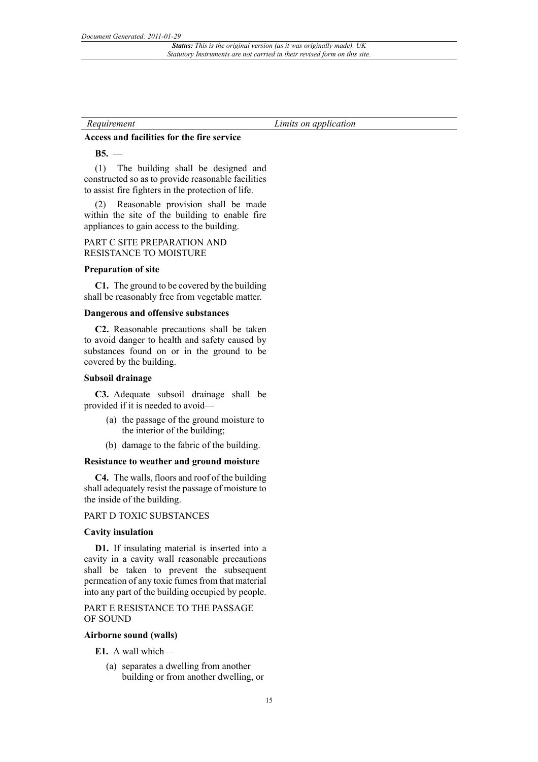| *Requirement* | *Limits on application* |
| --- | --- |

**Access and facilities for the fire service**

**B5.** —

(1) The building shall be designed and constructed so as to provide reasonable facilities to assist fire fighters in the protection of life.

(2) Reasonable provision shall be made within the site of the building to enable fire appliances to gain access to the building.

PART C SITE PREPARATION AND RESISTANCE TO MOISTURE

**Preparation of site**

**C1.** The ground to be covered by the building shall be reasonably free from vegetable matter.

**Dangerous and offensive substances**

**C2.** Reasonable precautions shall be taken to avoid danger to health and safety caused by substances found on or in the ground to be covered by the building.

**Subsoil drainage**

**C3.** Adequate subsoil drainage shall be provided if it is needed to avoid—

(a) the passage of the ground moisture to the interior of the building;

(b) damage to the fabric of the building.

**Resistance to weather and ground moisture**

**C4.** The walls, floors and roof of the building shall adequately resist the passage of moisture to the inside of the building.

PART D TOXIC SUBSTANCES

**Cavity insulation**

**D1.** If insulating material is inserted into a cavity in a cavity wall reasonable precautions shall be taken to prevent the subsequent permeation of any toxic fumes from that material into any part of the building occupied by people.

PART E RESISTANCE TO THE PASSAGE OF SOUND

**Airborne sound (walls)**

**E1.** A wall which—

(a) separates a dwelling from another building or from another dwelling, or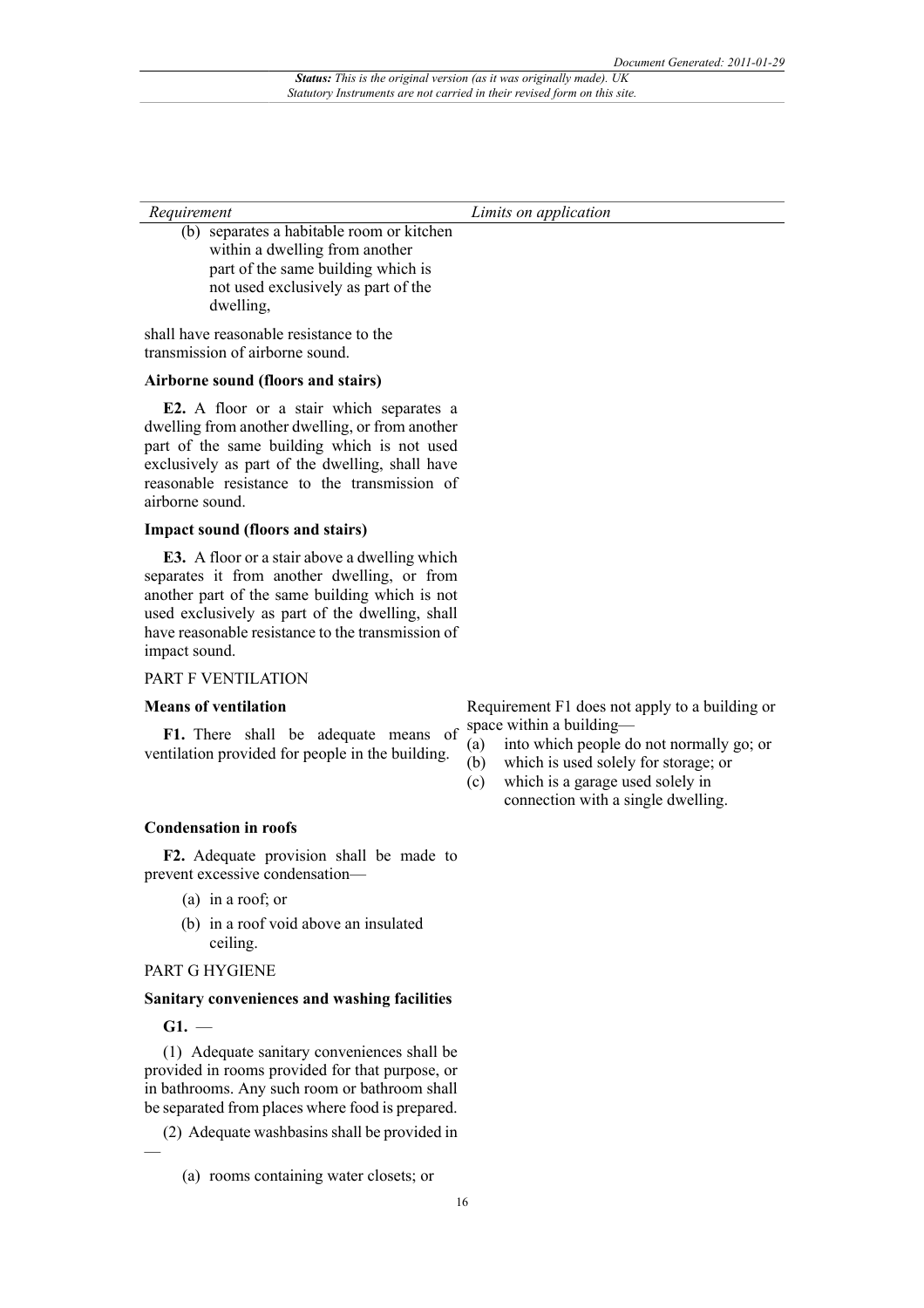| Requirement | Limits on application |
|---|---|
| (b) separates a habitable room or kitchen within a dwelling from another part of the same building which is not used exclusively as part of the dwelling, | |
| shall have reasonable resistance to the transmission of airborne sound. | |
| **Airborne sound (floors and stairs)** | |
| **E2.** A floor or a stair which separates a dwelling from another dwelling, or from another part of the same building which is not used exclusively as part of the dwelling, shall have reasonable resistance to the transmission of airborne sound. | |
| **Impact sound (floors and stairs)** | |
| **E3.** A floor or a stair above a dwelling which separates it from another dwelling, or from another part of the same building which is not used exclusively as part of the dwelling, shall have reasonable resistance to the transmission of impact sound. | |
| PART F VENTILATION | |
| **Means of ventilation** | Requirement F1 does not apply to a building or space within a building— |
| **F1.** There shall be adequate means of ventilation provided for people in the building. | (a) into which people do not normally go; or (b) which is used solely for storage; or (c) which is a garage used solely in connection with a single dwelling. |
| **Condensation in roofs** | |
| **F2.** Adequate provision shall be made to prevent excessive condensation— (a) in a roof; or (b) in a roof void above an insulated ceiling. | |
| PART G HYGIENE | |
| **Sanitary conveniences and washing facilities** | |
| **G1.** — | |
| (1) Adequate sanitary conveniences shall be provided in rooms provided for that purpose, or in bathrooms. Any such room or bathroom shall be separated from places where food is prepared. | |
| (2) Adequate washbasins shall be provided in — (a) rooms containing water closets; or | |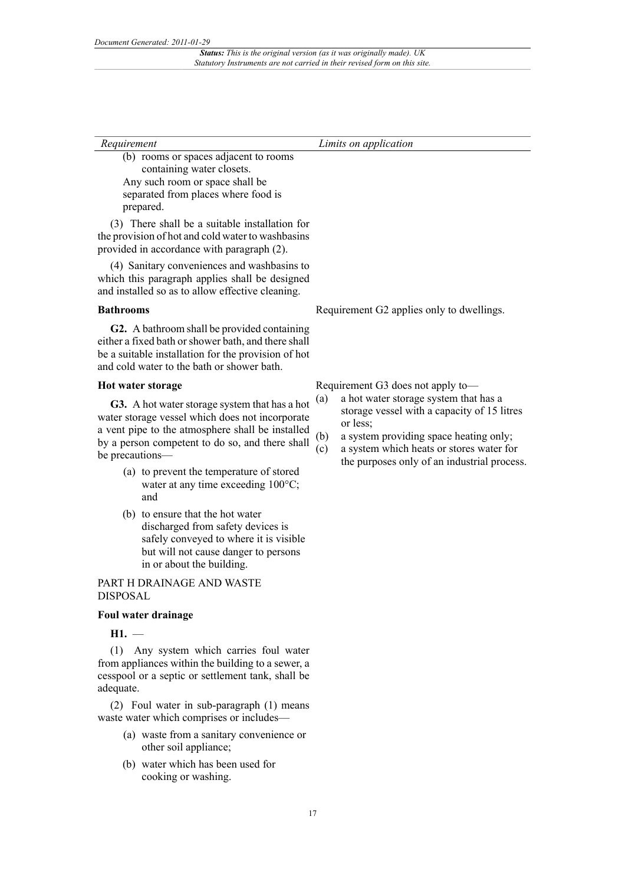| Requirement | Limits on application |
|---|---|
| (b) rooms or spaces adjacent to rooms containing water closets.<br>Any such room or space shall be separated from places where food is prepared.<br><br>(3) There shall be a suitable installation for the provision of hot and cold water to washbasins provided in accordance with paragraph (2).<br><br>(4) Sanitary conveniences and washbasins to which this paragraph applies shall be designed and installed so as to allow effective cleaning. | |
| **Bathrooms**<br><br>**G2.** A bathroom shall be provided containing either a fixed bath or shower bath, and there shall be a suitable installation for the provision of hot and cold water to the bath or shower bath. | Requirement G2 applies only to dwellings. |
| **Hot water storage**<br><br>**G3.** A hot water storage system that has a hot water storage vessel which does not incorporate a vent pipe to the atmosphere shall be installed by a person competent to do so, and there shall be precautions—<br>(a) to prevent the temperature of stored water at any time exceeding 100°C; and<br>(b) to ensure that the hot water discharged from safety devices is safely conveyed to where it is visible but will not cause danger to persons in or about the building. | Requirement G3 does not apply to—<br>(a) a hot water storage system that has a storage vessel with a capacity of 15 litres or less;<br>(b) a system providing space heating only;<br>(c) a system which heats or stores water for the purposes only of an industrial process. |
| PART H DRAINAGE AND WASTE DISPOSAL<br><br>**Foul water drainage**<br><br>**H1.** —<br><br>(1) Any system which carries foul water from appliances within the building to a sewer, a cesspool or a septic or settlement tank, shall be adequate.<br><br>(2) Foul water in sub-paragraph (1) means waste water which comprises or includes—<br>(a) waste from a sanitary convenience or other soil appliance;<br>(b) water which has been used for cooking or washing. | |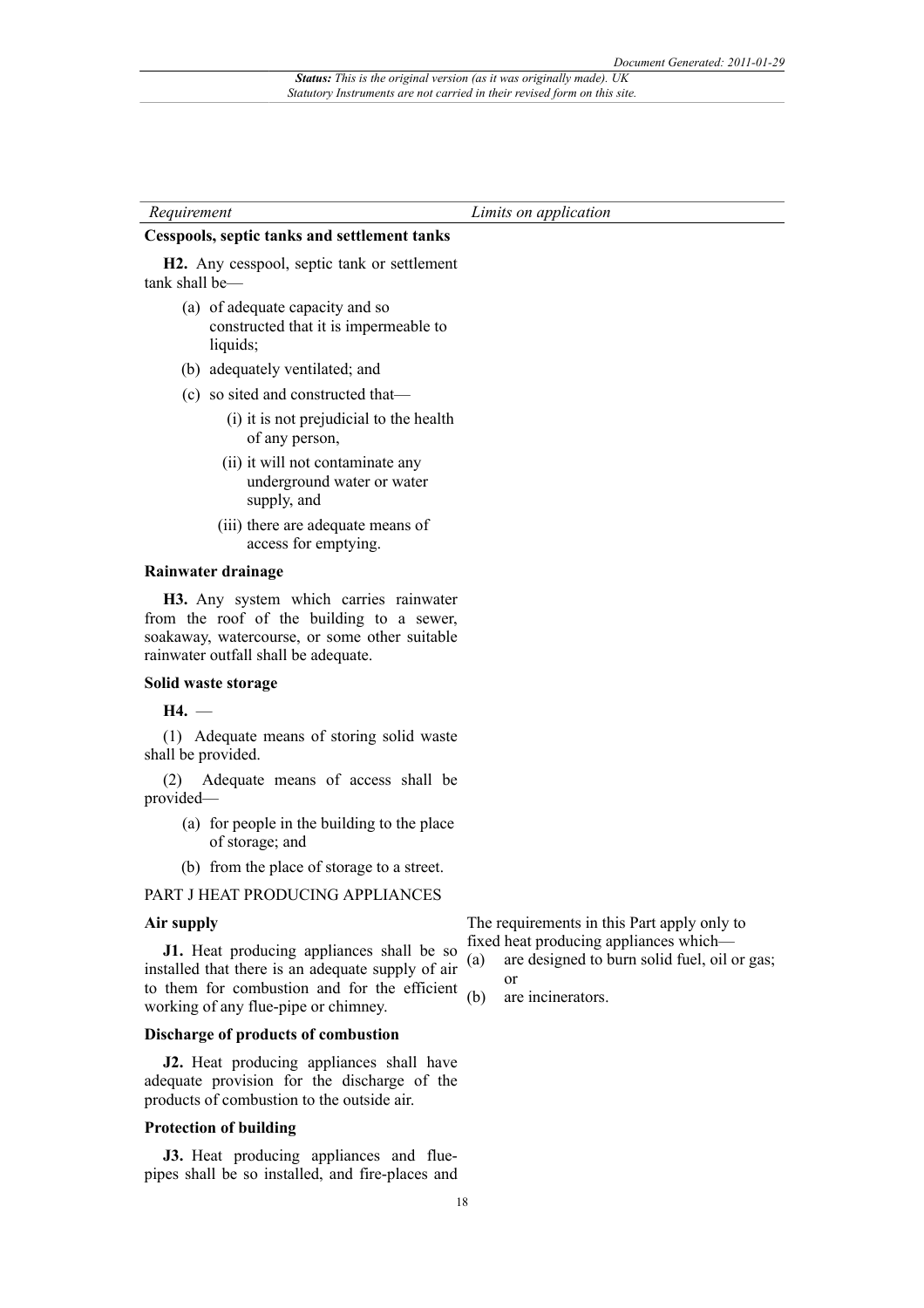| *Requirement* | *Limits on application* |
| --- | --- |
| **Cesspools, septic tanks and settlement tanks** | |
| **H2.** Any cesspool, septic tank or settlement tank shall be—<br>(a) of adequate capacity and so constructed that it is impermeable to liquids;<br>(b) adequately ventilated; and<br>(c) so sited and constructed that—<br>(i) it is not prejudicial to the health of any person,<br>(ii) it will not contaminate any underground water or water supply, and<br>(iii) there are adequate means of access for emptying. | |
| **Rainwater drainage** | |
| **H3.** Any system which carries rainwater from the roof of the building to a sewer, soakaway, watercourse, or some other suitable rainwater outfall shall be adequate. | |
| **Solid waste storage** | |
| **H4.** —<br>(1) Adequate means of storing solid waste shall be provided.<br>(2) Adequate means of access shall be provided—<br>(a) for people in the building to the place of storage; and<br>(b) from the place of storage to a street. | |
| PART J HEAT PRODUCING APPLIANCES | |
| **Air supply** | The requirements in this Part apply only to fixed heat producing appliances which—<br>(a) are designed to burn solid fuel, oil or gas; or<br>(b) are incinerators. |
| **J1.** Heat producing appliances shall be so installed that there is an adequate supply of air to them for combustion and for the efficient working of any flue-pipe or chimney. | |
| **Discharge of products of combustion** | |
| **J2.** Heat producing appliances shall have adequate provision for the discharge of the products of combustion to the outside air. | |
| **Protection of building** | |
| **J3.** Heat producing appliances and flue-pipes shall be so installed, and fire-places and | |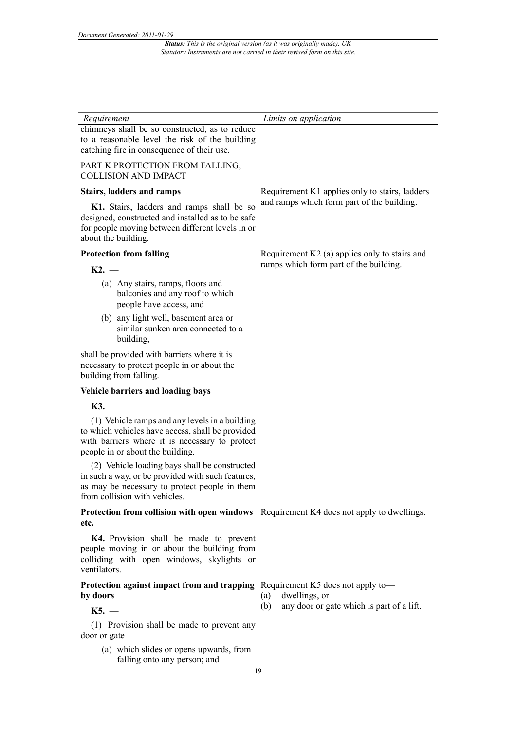| *Requirement* | *Limits on application* |
|---|---|
| chimneys shall be so constructed, as to reduce to a reasonable level the risk of the building catching fire in consequence of their use. | |
| PART K PROTECTION FROM FALLING, COLLISION AND IMPACT | |
| **Stairs, ladders and ramps**<br><br>**K1.** Stairs, ladders and ramps shall be so designed, constructed and installed as to be safe for people moving between different levels in or about the building. | Requirement K1 applies only to stairs, ladders and ramps which form part of the building. |
| **Protection from falling**<br><br>**K2.** —<br><br>(a) Any stairs, ramps, floors and balconies and any roof to which people have access, and<br><br>(b) any light well, basement area or similar sunken area connected to a building,<br><br>shall be provided with barriers where it is necessary to protect people in or about the building from falling. | Requirement K2 (a) applies only to stairs and ramps which form part of the building. |
| **Vehicle barriers and loading bays**<br><br>**K3.** —<br><br>(1) Vehicle ramps and any levels in a building to which vehicles have access, shall be provided with barriers where it is necessary to protect people in or about the building.<br><br>(2) Vehicle loading bays shall be constructed in such a way, or be provided with such features, as may be necessary to protect people in them from collision with vehicles. | |
| **Protection from collision with open windows etc.**<br><br>**K4.** Provision shall be made to prevent people moving in or about the building from colliding with open windows, skylights or ventilators. | Requirement K4 does not apply to dwellings. |
| **Protection against impact from and trapping by doors**<br><br>**K5.** —<br><br>(1) Provision shall be made to prevent any door or gate—<br><br>(a) which slides or opens upwards, from falling onto any person; and | Requirement K5 does not apply to—<br>(a) dwellings, or<br>(b) any door or gate which is part of a lift. |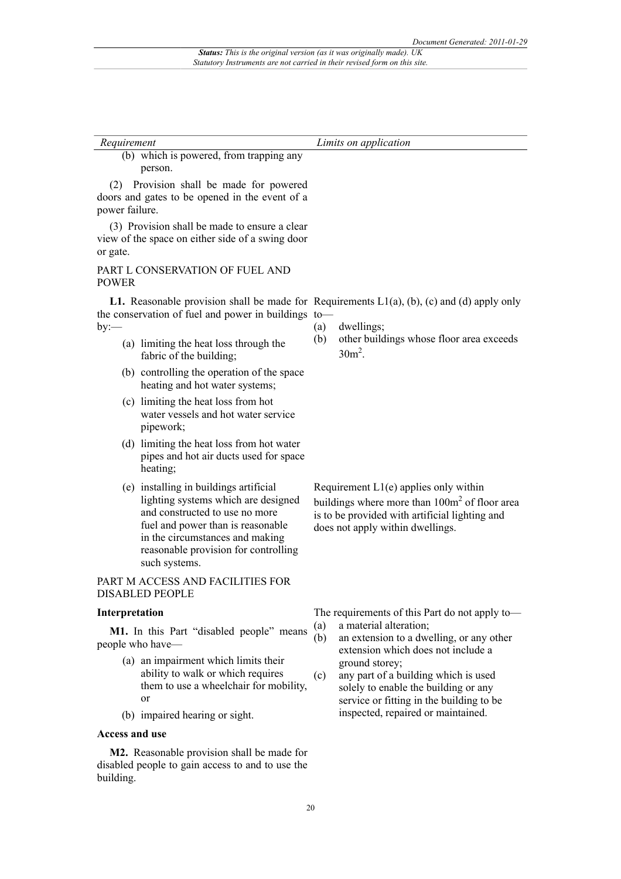| *Requirement* | *Limits on application* |
|---|---|
| (b) which is powered, from trapping any person. | |
| (2) Provision shall be made for powered doors and gates to be opened in the event of a power failure. | |
| (3) Provision shall be made to ensure a clear view of the space on either side of a swing door or gate. | |
| PART L CONSERVATION OF FUEL AND POWER | |
| **L1.** Reasonable provision shall be made for the conservation of fuel and power in buildings by:— (a) limiting the heat loss through the fabric of the building; (b) controlling the operation of the space heating and hot water systems; (c) limiting the heat loss from hot water vessels and hot water service pipework; (d) limiting the heat loss from hot water pipes and hot air ducts used for space heating; | Requirements L1(a), (b), (c) and (d) apply only to— (a) dwellings; (b) other buildings whose floor area exceeds $30m^2$. |
| (e) installing in buildings artificial lighting systems which are designed and constructed to use no more fuel and power than is reasonable in the circumstances and making reasonable provision for controlling such systems. | Requirement L1(e) applies only within buildings where more than $100m^2$ of floor area is to be provided with artificial lighting and does not apply within dwellings. |
| PART M ACCESS AND FACILITIES FOR DISABLED PEOPLE | |
| **Interpretation** **M1.** In this Part "disabled people" means people who have— (a) an impairment which limits their ability to walk or which requires them to use a wheelchair for mobility, or (b) impaired hearing or sight. | The requirements of this Part do not apply to— (a) a material alteration; (b) an extension to a dwelling, or any other extension which does not include a ground storey; (c) any part of a building which is used solely to enable the building or any service or fitting in the building to be inspected, repaired or maintained. |
| **Access and use** **M2.** Reasonable provision shall be made for disabled people to gain access to and to use the building. | |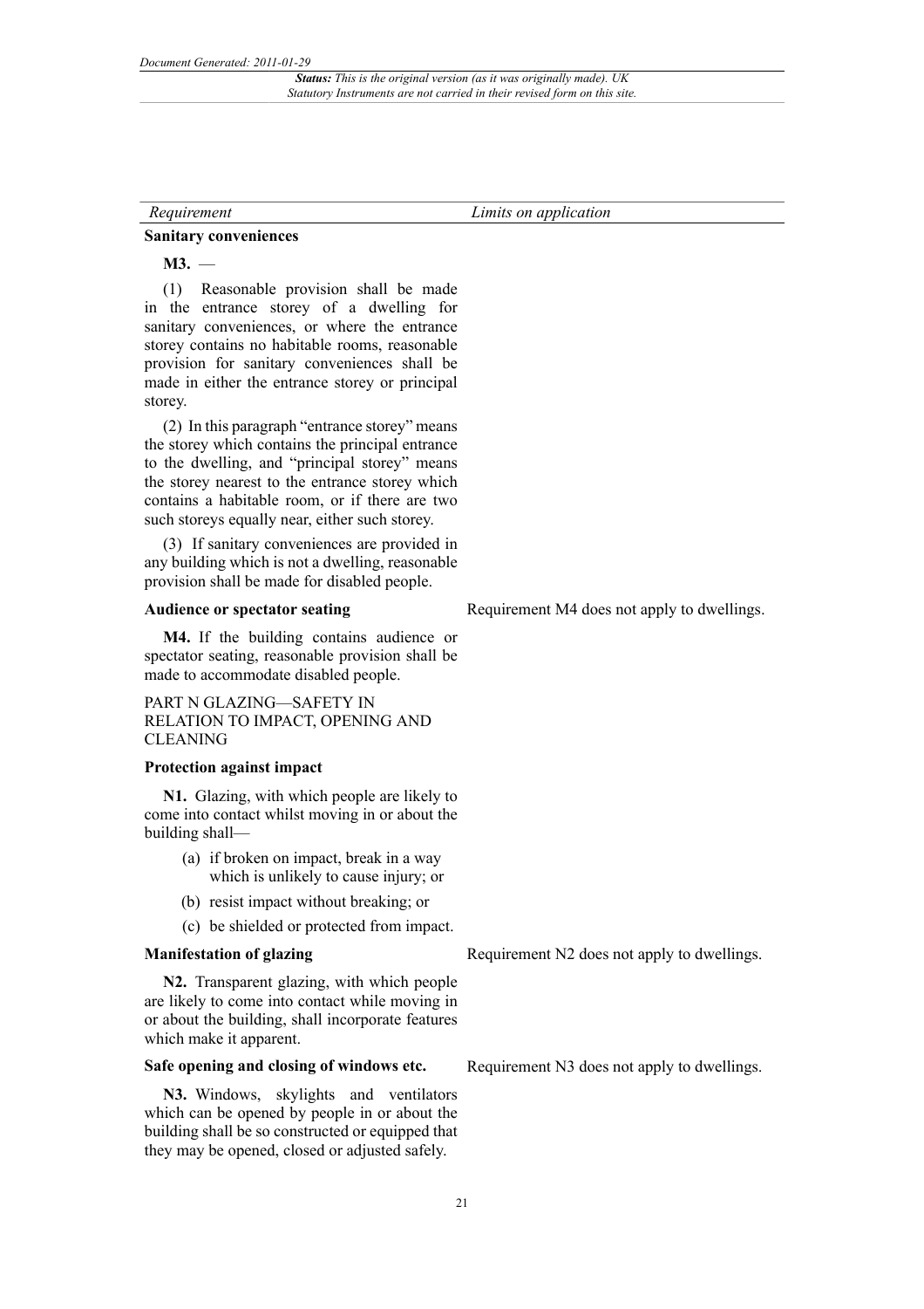| Requirement | Limits on application |
|---|---|
| **Sanitary conveniences** | |
| **M3.** — | |
| (1) Reasonable provision shall be made in the entrance storey of a dwelling for sanitary conveniences, or where the entrance storey contains no habitable rooms, reasonable provision for sanitary conveniences shall be made in either the entrance storey or principal storey. | |
| (2) In this paragraph "entrance storey" means the storey which contains the principal entrance to the dwelling, and "principal storey" means the storey nearest to the entrance storey which contains a habitable room, or if there are two such storeys equally near, either such storey. | |
| (3) If sanitary conveniences are provided in any building which is not a dwelling, reasonable provision shall be made for disabled people. | |
| **Audience or spectator seating** | Requirement M4 does not apply to dwellings. |
| **M4.** If the building contains audience or spectator seating, reasonable provision shall be made to accommodate disabled people. | |
| PART N GLAZING—SAFETY IN RELATION TO IMPACT, OPENING AND CLEANING | |
| **Protection against impact** | |
| **N1.** Glazing, with which people are likely to come into contact whilst moving in or about the building shall— (a) if broken on impact, break in a way which is unlikely to cause injury; or (b) resist impact without breaking; or (c) be shielded or protected from impact. | |
| **Manifestation of glazing** | Requirement N2 does not apply to dwellings. |
| **N2.** Transparent glazing, with which people are likely to come into contact while moving in or about the building, shall incorporate features which make it apparent. | |
| **Safe opening and closing of windows etc.** | Requirement N3 does not apply to dwellings. |
| **N3.** Windows, skylights and ventilators which can be opened by people in or about the building shall be so constructed or equipped that they may be opened, closed or adjusted safely. | |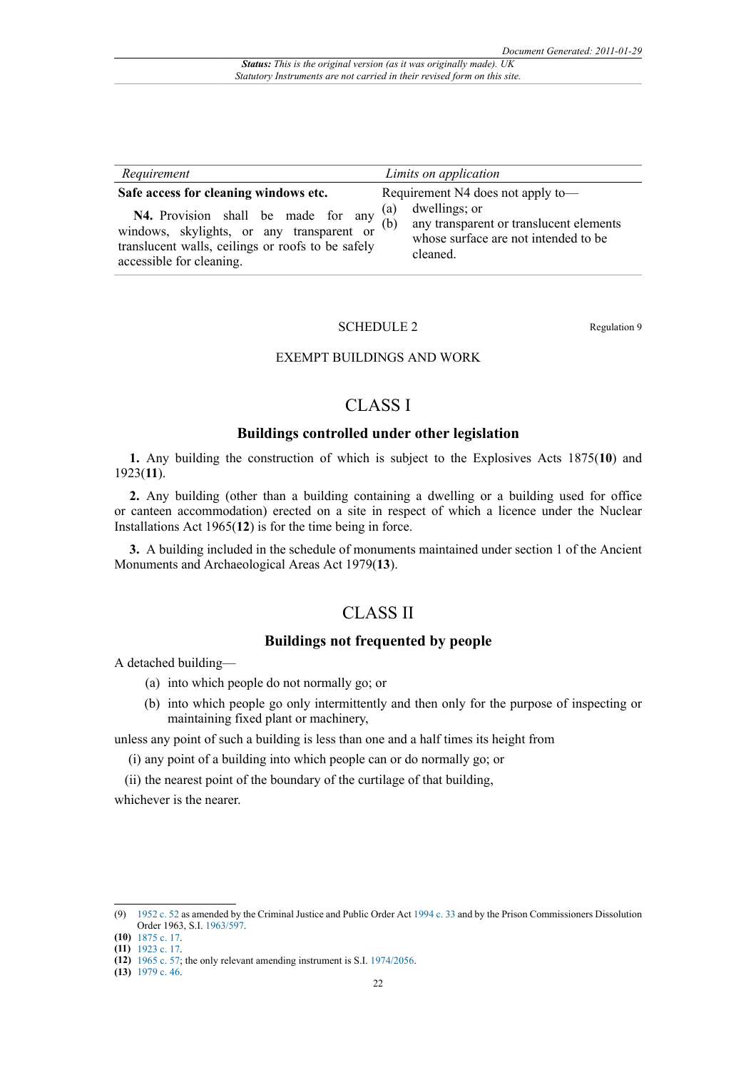| *Requirement* | *Limits on application* |
| --- | --- |
| **Safe access for cleaning windows etc.** **N4.** Provision shall be made for any windows, skylights, or any transparent or translucent walls, ceilings or roofs to be safely accessible for cleaning. | Requirement N4 does not apply to— (a) dwellings; or (b) any transparent or translucent elements whose surface are not intended to be cleaned. |

SCHEDULE 2

Regulation 9

EXEMPT BUILDINGS AND WORK

## CLASS I

### Buildings controlled under other legislation

**1.** Any building the construction of which is subject to the Explosives Acts 1875(**10**) and 1923(**11**).

**2.** Any building (other than a building containing a dwelling or a building used for office or canteen accommodation) erected on a site in respect of which a licence under the Nuclear Installations Act 1965(**12**) is for the time being in force.

**3.** A building included in the schedule of monuments maintained under section 1 of the Ancient Monuments and Archaeological Areas Act 1979(**13**).

## CLASS II

### Buildings not frequented by people

A detached building—

(a) into which people do not normally go; or

(b) into which people go only intermittently and then only for the purpose of inspecting or maintaining fixed plant or machinery,

unless any point of such a building is less than one and a half times its height from

(i) any point of a building into which people can or do normally go; or

(ii) the nearest point of the boundary of the curtilage of that building,

whichever is the nearer.

---

(9) 1952 c. 52 as amended by the Criminal Justice and Public Order Act 1994 c. 33 and by the Prison Commissioners Dissolution Order 1963, S.I. 1963/597.

**(10)** 1875 c. 17.

**(11)** 1923 c. 17.

**(12)** 1965 c. 57; the only relevant amending instrument is S.I. 1974/2056.

**(13)** 1979 c. 46.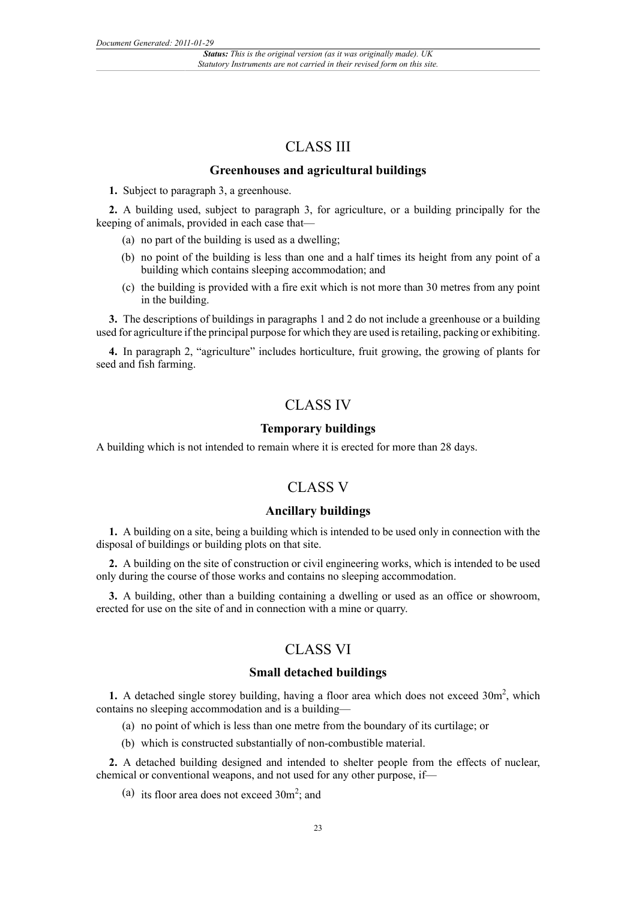## CLASS III

### Greenhouses and agricultural buildings

**1.** Subject to paragraph 3, a greenhouse.

**2.** A building used, subject to paragraph 3, for agriculture, or a building principally for the keeping of animals, provided in each case that—

(a) no part of the building is used as a dwelling;

(b) no point of the building is less than one and a half times its height from any point of a building which contains sleeping accommodation; and

(c) the building is provided with a fire exit which is not more than 30 metres from any point in the building.

**3.** The descriptions of buildings in paragraphs 1 and 2 do not include a greenhouse or a building used for agriculture if the principal purpose for which they are used is retailing, packing or exhibiting.

**4.** In paragraph 2, "agriculture" includes horticulture, fruit growing, the growing of plants for seed and fish farming.

## CLASS IV

### Temporary buildings

A building which is not intended to remain where it is erected for more than 28 days.

## CLASS V

### Ancillary buildings

**1.** A building on a site, being a building which is intended to be used only in connection with the disposal of buildings or building plots on that site.

**2.** A building on the site of construction or civil engineering works, which is intended to be used only during the course of those works and contains no sleeping accommodation.

**3.** A building, other than a building containing a dwelling or used as an office or showroom, erected for use on the site of and in connection with a mine or quarry.

## CLASS VI

### Small detached buildings

**1.** A detached single storey building, having a floor area which does not exceed $30m^2$, which contains no sleeping accommodation and is a building—

(a) no point of which is less than one metre from the boundary of its curtilage; or

(b) which is constructed substantially of non-combustible material.

**2.** A detached building designed and intended to shelter people from the effects of nuclear, chemical or conventional weapons, and not used for any other purpose, if—

(a) its floor area does not exceed $30m^2$; and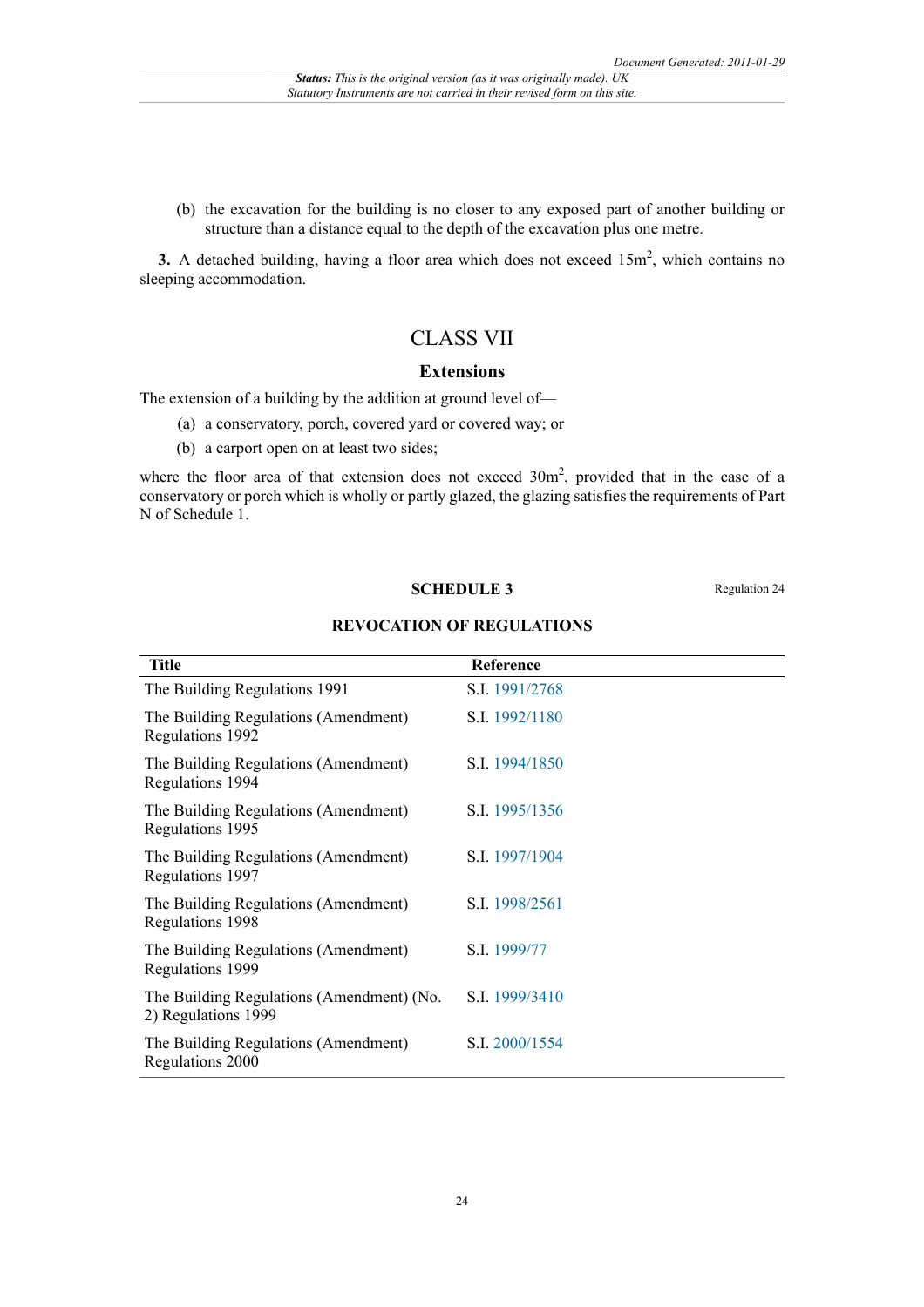(b) the excavation for the building is no closer to any exposed part of another building or structure than a distance equal to the depth of the excavation plus one metre.

**3.** A detached building, having a floor area which does not exceed 15m$^2$, which contains no sleeping accommodation.

## CLASS VII

### Extensions

The extension of a building by the addition at ground level of—

(a) a conservatory, porch, covered yard or covered way; or

(b) a carport open on at least two sides;

where the floor area of that extension does not exceed 30m$^2$, provided that in the case of a conservatory or porch which is wholly or partly glazed, the glazing satisfies the requirements of Part N of Schedule 1.

## SCHEDULE 3

Regulation 24

### REVOCATION OF REGULATIONS

| Title | Reference |
|---|---|
| The Building Regulations 1991 | S.I. 1991/2768 |
| The Building Regulations (Amendment) Regulations 1992 | S.I. 1992/1180 |
| The Building Regulations (Amendment) Regulations 1994 | S.I. 1994/1850 |
| The Building Regulations (Amendment) Regulations 1995 | S.I. 1995/1356 |
| The Building Regulations (Amendment) Regulations 1997 | S.I. 1997/1904 |
| The Building Regulations (Amendment) Regulations 1998 | S.I. 1998/2561 |
| The Building Regulations (Amendment) Regulations 1999 | S.I. 1999/77 |
| The Building Regulations (Amendment) (No. 2) Regulations 1999 | S.I. 1999/3410 |
| The Building Regulations (Amendment) Regulations 2000 | S.I. 2000/1554 |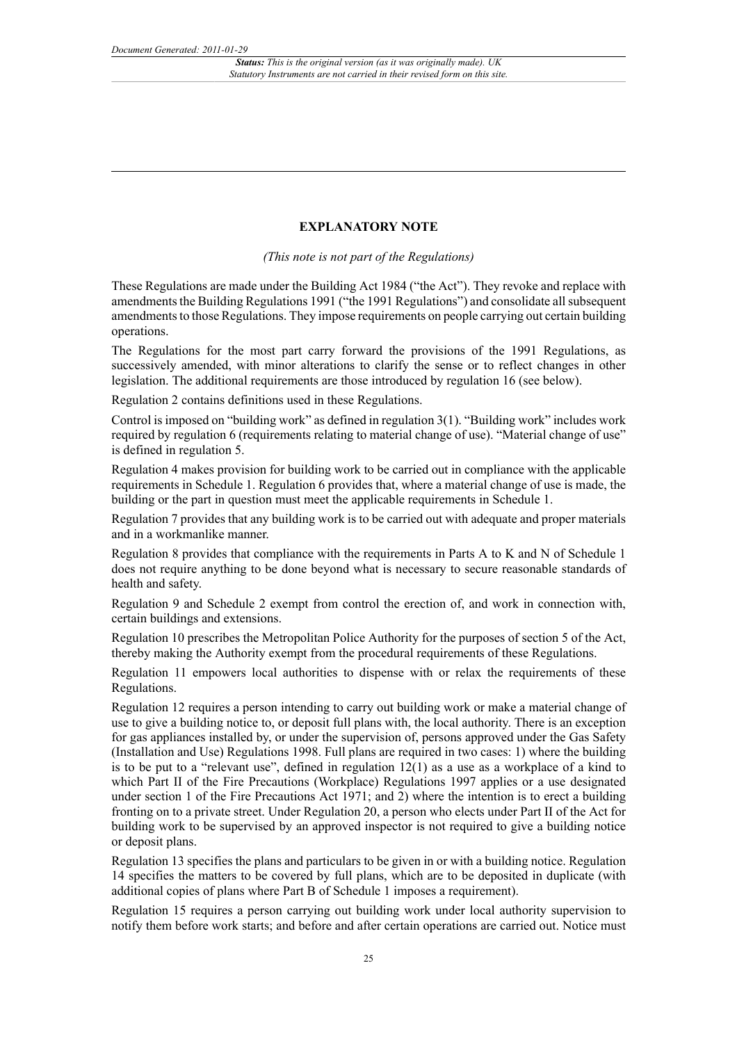## EXPLANATORY NOTE

*(This note is not part of the Regulations)*

These Regulations are made under the Building Act 1984 ("the Act"). They revoke and replace with amendments the Building Regulations 1991 ("the 1991 Regulations") and consolidate all subsequent amendments to those Regulations. They impose requirements on people carrying out certain building operations.

The Regulations for the most part carry forward the provisions of the 1991 Regulations, as successively amended, with minor alterations to clarify the sense or to reflect changes in other legislation. The additional requirements are those introduced by regulation 16 (see below).

Regulation 2 contains definitions used in these Regulations.

Control is imposed on "building work" as defined in regulation 3(1). "Building work" includes work required by regulation 6 (requirements relating to material change of use). "Material change of use" is defined in regulation 5.

Regulation 4 makes provision for building work to be carried out in compliance with the applicable requirements in Schedule 1. Regulation 6 provides that, where a material change of use is made, the building or the part in question must meet the applicable requirements in Schedule 1.

Regulation 7 provides that any building work is to be carried out with adequate and proper materials and in a workmanlike manner.

Regulation 8 provides that compliance with the requirements in Parts A to K and N of Schedule 1 does not require anything to be done beyond what is necessary to secure reasonable standards of health and safety.

Regulation 9 and Schedule 2 exempt from control the erection of, and work in connection with, certain buildings and extensions.

Regulation 10 prescribes the Metropolitan Police Authority for the purposes of section 5 of the Act, thereby making the Authority exempt from the procedural requirements of these Regulations.

Regulation 11 empowers local authorities to dispense with or relax the requirements of these Regulations.

Regulation 12 requires a person intending to carry out building work or make a material change of use to give a building notice to, or deposit full plans with, the local authority. There is an exception for gas appliances installed by, or under the supervision of, persons approved under the Gas Safety (Installation and Use) Regulations 1998. Full plans are required in two cases: 1) where the building is to be put to a "relevant use", defined in regulation 12(1) as a use as a workplace of a kind to which Part II of the Fire Precautions (Workplace) Regulations 1997 applies or a use designated under section 1 of the Fire Precautions Act 1971; and 2) where the intention is to erect a building fronting on to a private street. Under Regulation 20, a person who elects under Part II of the Act for building work to be supervised by an approved inspector is not required to give a building notice or deposit plans.

Regulation 13 specifies the plans and particulars to be given in or with a building notice. Regulation 14 specifies the matters to be covered by full plans, which are to be deposited in duplicate (with additional copies of plans where Part B of Schedule 1 imposes a requirement).

Regulation 15 requires a person carrying out building work under local authority supervision to notify them before work starts; and before and after certain operations are carried out. Notice must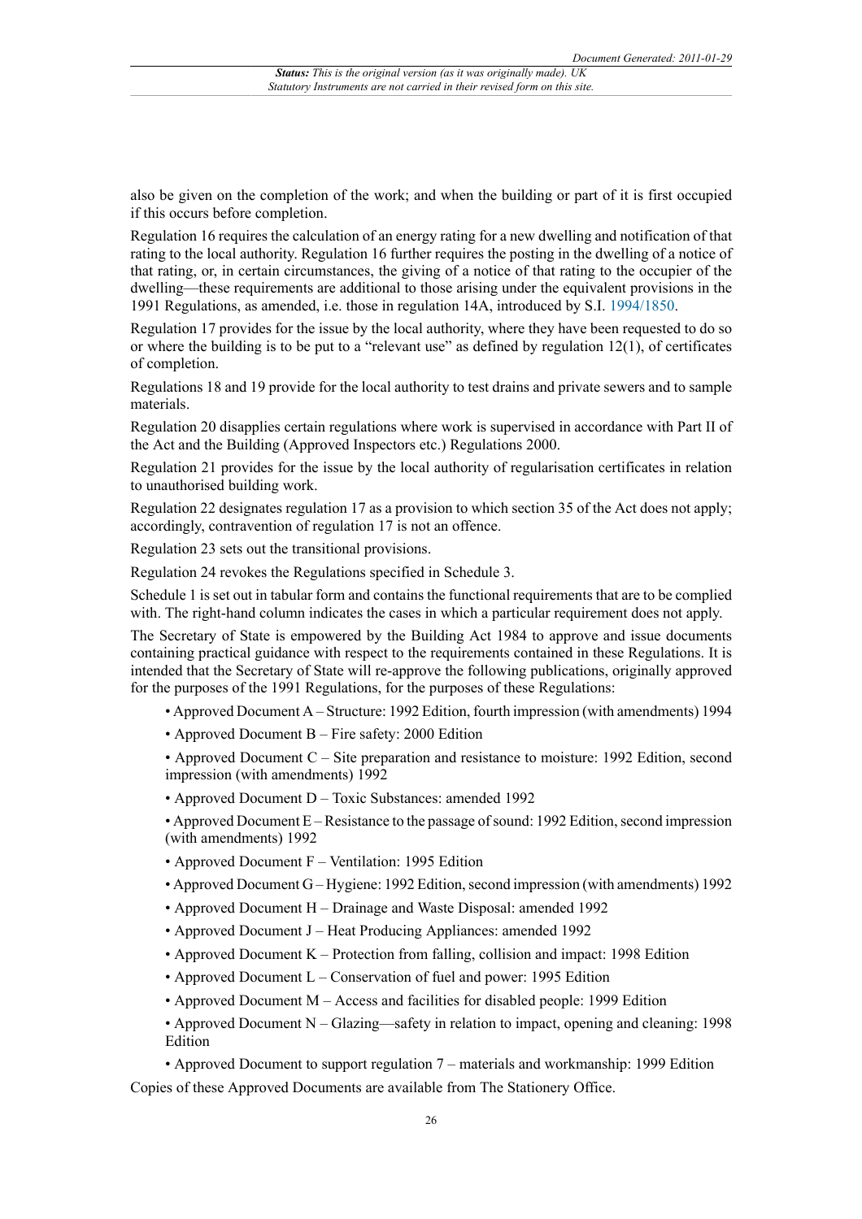also be given on the completion of the work; and when the building or part of it is first occupied if this occurs before completion.

Regulation 16 requires the calculation of an energy rating for a new dwelling and notification of that rating to the local authority. Regulation 16 further requires the posting in the dwelling of a notice of that rating, or, in certain circumstances, the giving of a notice of that rating to the occupier of the dwelling—these requirements are additional to those arising under the equivalent provisions in the 1991 Regulations, as amended, i.e. those in regulation 14A, introduced by S.I. 1994/1850.

Regulation 17 provides for the issue by the local authority, where they have been requested to do so or where the building is to be put to a "relevant use" as defined by regulation 12(1), of certificates of completion.

Regulations 18 and 19 provide for the local authority to test drains and private sewers and to sample materials.

Regulation 20 disapplies certain regulations where work is supervised in accordance with Part II of the Act and the Building (Approved Inspectors etc.) Regulations 2000.

Regulation 21 provides for the issue by the local authority of regularisation certificates in relation to unauthorised building work.

Regulation 22 designates regulation 17 as a provision to which section 35 of the Act does not apply; accordingly, contravention of regulation 17 is not an offence.

Regulation 23 sets out the transitional provisions.

Regulation 24 revokes the Regulations specified in Schedule 3.

Schedule 1 is set out in tabular form and contains the functional requirements that are to be complied with. The right-hand column indicates the cases in which a particular requirement does not apply.

The Secretary of State is empowered by the Building Act 1984 to approve and issue documents containing practical guidance with respect to the requirements contained in these Regulations. It is intended that the Secretary of State will re-approve the following publications, originally approved for the purposes of the 1991 Regulations, for the purposes of these Regulations:

- Approved Document A – Structure: 1992 Edition, fourth impression (with amendments) 1994
- Approved Document B – Fire safety: 2000 Edition
- Approved Document C – Site preparation and resistance to moisture: 1992 Edition, second impression (with amendments) 1992
- Approved Document D – Toxic Substances: amended 1992
- Approved Document E – Resistance to the passage of sound: 1992 Edition, second impression (with amendments) 1992
- Approved Document F – Ventilation: 1995 Edition
- Approved Document G – Hygiene: 1992 Edition, second impression (with amendments) 1992
- Approved Document H – Drainage and Waste Disposal: amended 1992
- Approved Document J – Heat Producing Appliances: amended 1992
- Approved Document K – Protection from falling, collision and impact: 1998 Edition
- Approved Document L – Conservation of fuel and power: 1995 Edition
- Approved Document M – Access and facilities for disabled people: 1999 Edition
- Approved Document N – Glazing—safety in relation to impact, opening and cleaning: 1998 Edition
- Approved Document to support regulation 7 – materials and workmanship: 1999 Edition

Copies of these Approved Documents are available from The Stationery Office.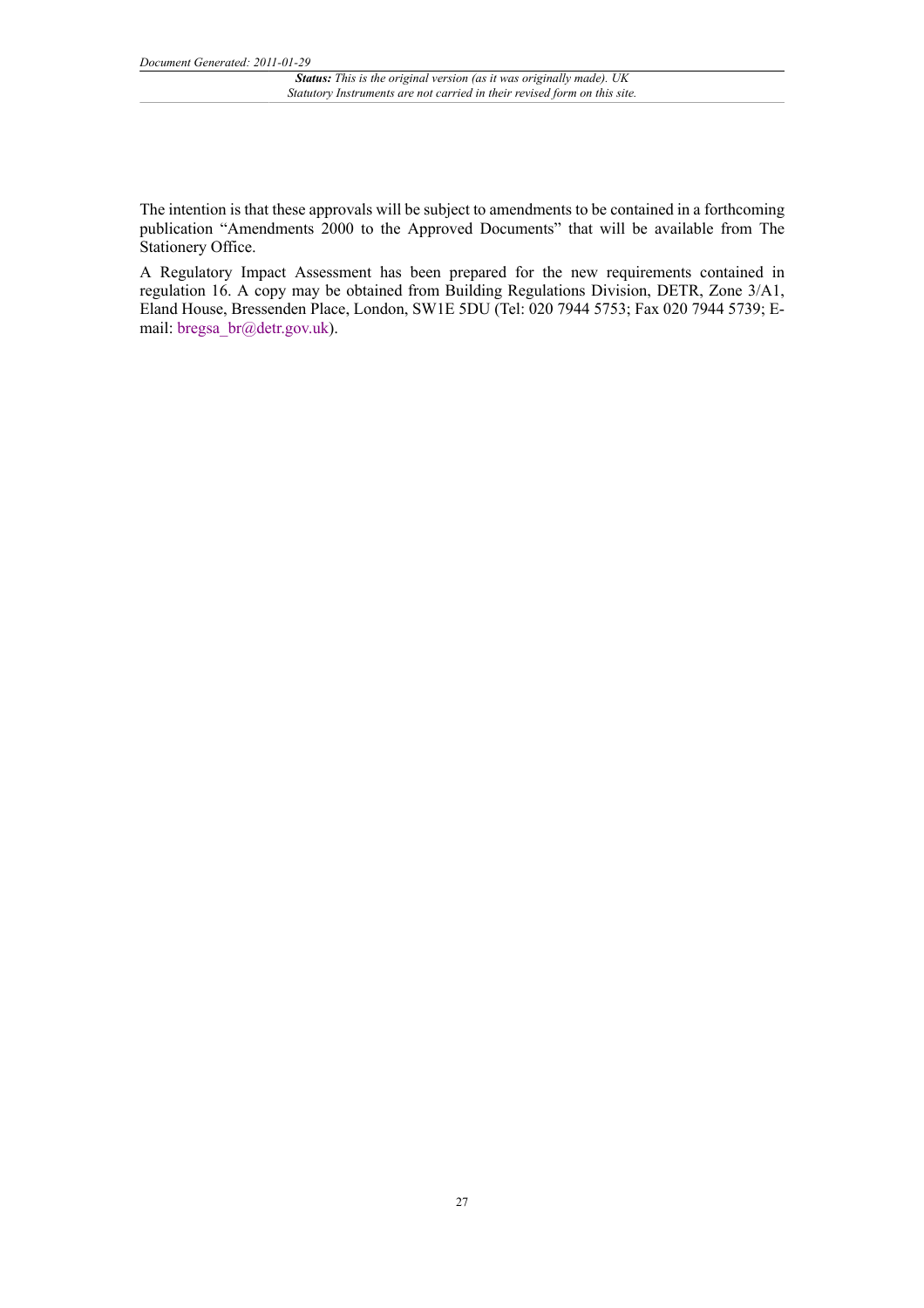The intention is that these approvals will be subject to amendments to be contained in a forthcoming publication "Amendments 2000 to the Approved Documents" that will be available from The Stationery Office.

A Regulatory Impact Assessment has been prepared for the new requirements contained in regulation 16. A copy may be obtained from Building Regulations Division, DETR, Zone 3/A1, Eland House, Bressenden Place, London, SW1E 5DU (Tel: 020 7944 5753; Fax 020 7944 5739; E-mail: bregsa_br@detr.gov.uk).